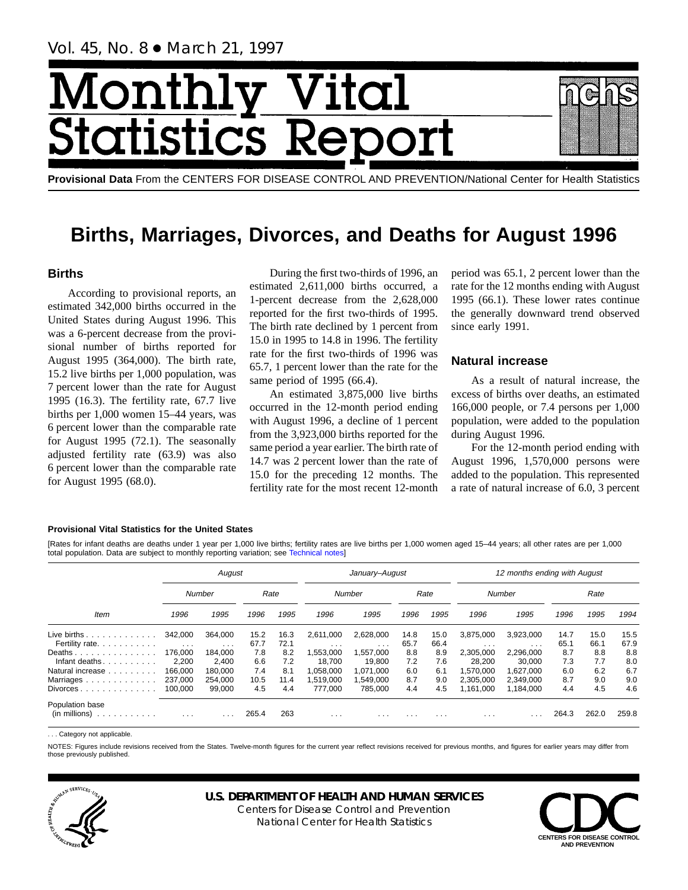Vol. 45, No. 8 • March 21, 1997

# Monthly Vital Statistics Report

**Provisional Data** From the CENTERS FOR DISEASE CONTROL AND PREVENTION/National Center for Health Statistics

# Births, Marriages, Divorces, and Deaths for August 1996

## Births

According to provisional reports, an estimated 342,000 births occurred in the United States during August 1996. This was a 6-percent decrease from the provisional number of births reported for August 1995 (364,000). The birth rate, 15.2 live births per 1,000 population, was 7 percent lower than the rate for August 1995 (16.3). The fertility rate, 67.7 live births per 1,000 women 15–44 years, was 6 percent lower than the comparable rate for August 1995 (72.1). The seasonally adjusted fertility rate (63.9) was also 6 percent lower than the comparable rate for August 1995 (68.0).

During the first two-thirds of 1996, an estimated 2,611,000 births occurred, a 1-percent decrease from the 2,628,000 reported for the first two-thirds of 1995. The birth rate declined by 1 percent from 15.0 in 1995 to 14.8 in 1996. The fertility rate for the first two-thirds of 1996 was 65.7, 1 percent lower than the rate for the same period of 1995 (66.4).

An estimated 3,875,000 live births occurred in the 12-month period ending with August 1996, a decline of 1 percent from the 3,923,000 births reported for the same period a year earlier. The birth rate of 14.7 was 2 percent lower than the rate of 15.0 for the preceding 12 months. The fertility rate for the most recent 12-month period was 65.1, 2 percent lower than the rate for the 12 months ending with August 1995 (66.1). These lower rates continue the generally downward trend observed since early 1991.

## Natural increase

As a result of natural increase, the excess of births over deaths, an estimated 166,000 people, or 7.4 persons per 1,000 population, were added to the population during August 1996.

For the 12-month period ending with August 1996, 1,570,000 persons were added to the population. This represented a rate of natural increase of 6.0, 3 percent

**Provisional Vital Statistics for the United States**

[Rates for infant deaths are deaths under 1 year per 1,000 live births; fertility rates are live births per 1,000 women aged 15–44 years; all other rates are per 1,000 total population. Data are subject to monthly reporting variation; see Technical notes]

| Item | August | | | | January–August | | | | 12 months ending with August | | | | |
|---|---|---|---|---|---|---|---|---|---|---|---|---|---|
| | Number | | Rate | | Number | | Rate | | Number | | Rate | | |
| | 1996 | 1995 | 1996 | 1995 | 1996 | 1995 | 1996 | 1995 | 1996 | 1995 | 1996 | 1995 | 1994 |
| Live births | 342,000 | 364,000 | 15.2 | 16.3 | 2,611,000 | 2,628,000 | 14.8 | 15.0 | 3,875,000 | 3,923,000 | 14.7 | 15.0 | 15.5 |
| Fertility rate | ... | ... | 67.7 | 72.1 | ... | ... | 65.7 | 66.4 | ... | ... | 65.1 | 66.1 | 67.9 |
| Deaths | 176,000 | 184,000 | 7.8 | 8.2 | 1,553,000 | 1,557,000 | 8.8 | 8.9 | 2,305,000 | 2,296,000 | 8.7 | 8.8 | 8.8 |
| Infant deaths | 2,200 | 2,400 | 6.6 | 7.2 | 18,700 | 19,800 | 7.2 | 7.6 | 28,200 | 30,000 | 7.3 | 7.7 | 8.0 |
| Natural increase | 166,000 | 180,000 | 7.4 | 8.1 | 1,058,000 | 1,071,000 | 6.0 | 6.1 | 1,570,000 | 1,627,000 | 6.0 | 6.2 | 6.7 |
| Marriages | 237,000 | 254,000 | 10.5 | 11.4 | 1,519,000 | 1,549,000 | 8.7 | 9.0 | 2,305,000 | 2,349,000 | 8.7 | 9.0 | 9.0 |
| Divorces | 100,000 | 99,000 | 4.5 | 4.4 | 777,000 | 785,000 | 4.4 | 4.5 | 1,161,000 | 1,184,000 | 4.4 | 4.5 | 4.6 |
| Population base (in millions) | ... | ... | 265.4 | 263 | ... | ... | ... | ... | ... | ... | 264.3 | 262.0 | 259.8 |

. . . Category not applicable.

NOTES: Figures include revisions received from the States. Twelve-month figures for the current year reflect revisions received for previous months, and figures for earlier years may differ from those previously published.

**U.S. DEPARTMENT OF HEALTH AND HUMAN SERVICES**
Centers for Disease Control and Prevention
National Center for Health Statistics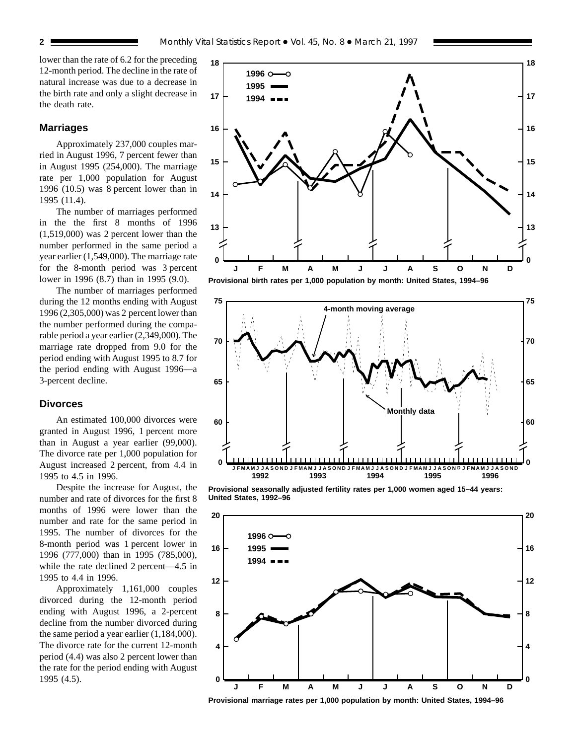lower than the rate of 6.2 for the preceding 12-month period. The decline in the rate of natural increase was due to a decrease in the birth rate and only a slight decrease in the death rate.

## Marriages

Approximately 237,000 couples married in August 1996, 7 percent fewer than in August 1995 (254,000). The marriage rate per 1,000 population for August 1996 (10.5) was 8 percent lower than in 1995 (11.4).

The number of marriages performed in the the first 8 months of 1996 (1,519,000) was 2 percent lower than the number performed in the same period a year earlier (1,549,000). The marriage rate for the 8-month period was 3 percent lower in 1996 (8.7) than in 1995 (9.0).

The number of marriages performed during the 12 months ending with August 1996 (2,305,000) was 2 percent lower than the number performed during the comparable period a year earlier (2,349,000). The marriage rate dropped from 9.0 for the period ending with August 1995 to 8.7 for the period ending with August 1996—a 3-percent decline.

## Divorces

An estimated 100,000 divorces were granted in August 1996, 1 percent more than in August a year earlier (99,000). The divorce rate per 1,000 population for August increased 2 percent, from 4.4 in 1995 to 4.5 in 1996.

Despite the increase for August, the number and rate of divorces for the first 8 months of 1996 were lower than the number and rate for the same period in 1995. The number of divorces for the 8-month period was 1 percent lower in 1996 (777,000) than in 1995 (785,000), while the rate declined 2 percent—4.5 in 1995 to 4.4 in 1996.

Approximately 1,161,000 couples divorced during the 12-month period ending with August 1996, a 2-percent decline from the number divorced during the same period a year earlier (1,184,000). The divorce rate for the current 12-month period (4.4) was also 2 percent lower than the rate for the period ending with August 1995 (4.5).

**Provisional birth rates per 1,000 population by month: United States, 1994–96**

**Provisional seasonally adjusted fertility rates per 1,000 women aged 15–44 years: United States, 1992–96**

**Provisional marriage rates per 1,000 population by month: United States, 1994–96**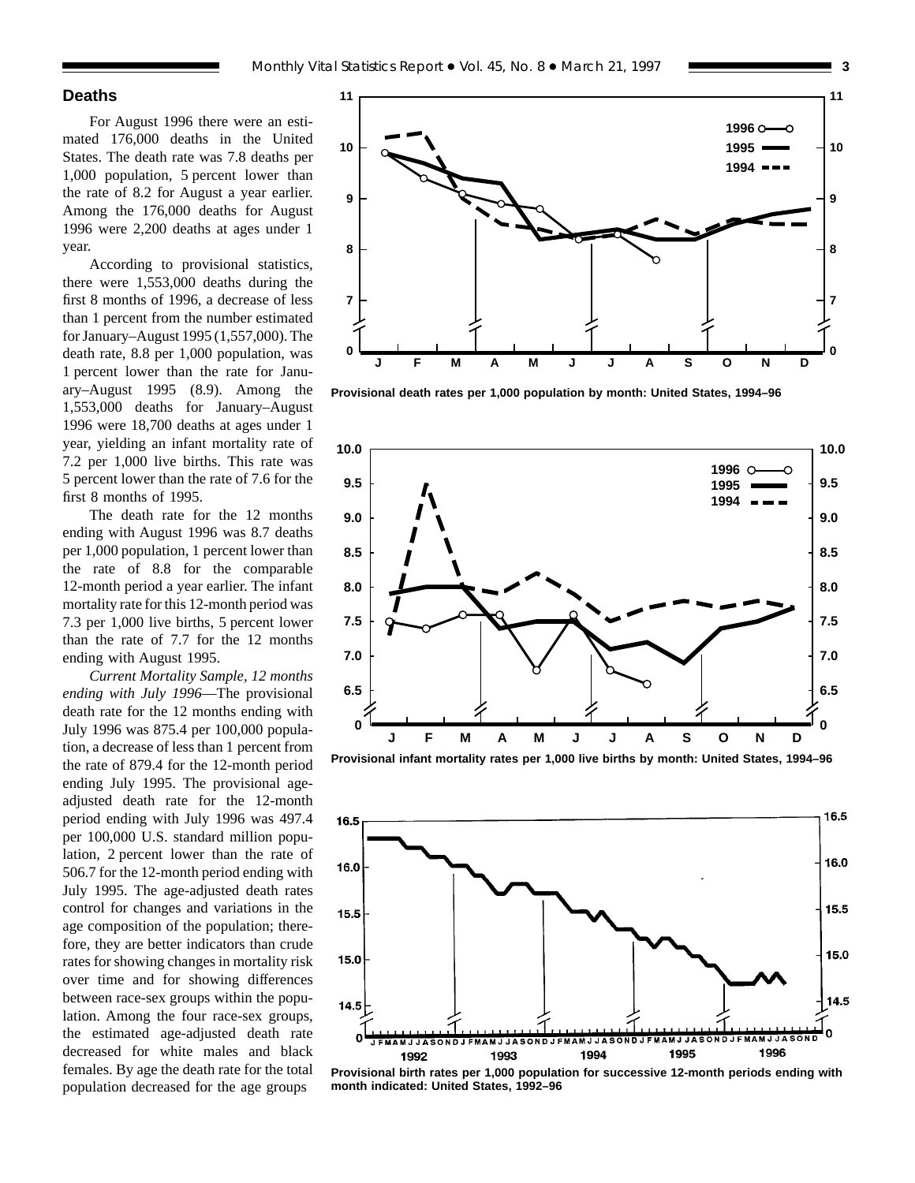## Deaths

For August 1996 there were an estimated 176,000 deaths in the United States. The death rate was 7.8 deaths per 1,000 population, 5 percent lower than the rate of 8.2 for August a year earlier. Among the 176,000 deaths for August 1996 were 2,200 deaths at ages under 1 year.

According to provisional statistics, there were 1,553,000 deaths during the first 8 months of 1996, a decrease of less than 1 percent from the number estimated for January–August 1995 (1,557,000). The death rate, 8.8 per 1,000 population, was 1 percent lower than the rate for January–August 1995 (8.9). Among the 1,553,000 deaths for January–August 1996 were 18,700 deaths at ages under 1 year, yielding an infant mortality rate of 7.2 per 1,000 live births. This rate was 5 percent lower than the rate of 7.6 for the first 8 months of 1995.

The death rate for the 12 months ending with August 1996 was 8.7 deaths per 1,000 population, 1 percent lower than the rate of 8.8 for the comparable 12-month period a year earlier. The infant mortality rate for this 12-month period was 7.3 per 1,000 live births, 5 percent lower than the rate of 7.7 for the 12 months ending with August 1995.

*Current Mortality Sample, 12 months ending with July 1996*—The provisional death rate for the 12 months ending with July 1996 was 875.4 per 100,000 population, a decrease of less than 1 percent from the rate of 879.4 for the 12-month period ending July 1995. The provisional age-adjusted death rate for the 12-month period ending with July 1996 was 497.4 per 100,000 U.S. standard million population, 2 percent lower than the rate of 506.7 for the 12-month period ending with July 1995. The age-adjusted death rates control for changes and variations in the age composition of the population; therefore, they are better indicators than crude rates for showing changes in mortality risk over time and for showing differences between race-sex groups within the population. Among the four race-sex groups, the estimated age-adjusted death rate decreased for white males and black females. By age the death rate for the total population decreased for the age groups

**Provisional death rates per 1,000 population by month: United States, 1994–96**

**Provisional infant mortality rates per 1,000 live births by month: United States, 1994–96**

**Provisional birth rates per 1,000 population for successive 12-month periods ending with month indicated: United States, 1992–96**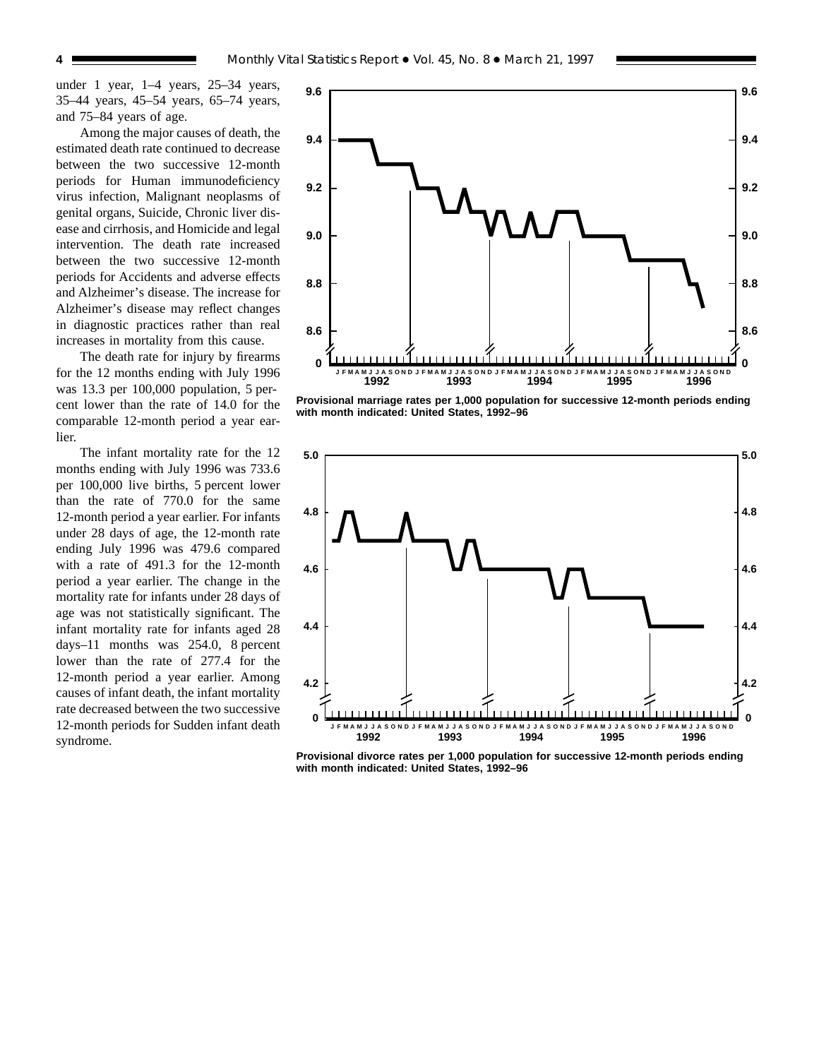under 1 year, 1–4 years, 25–34 years, 35–44 years, 45–54 years, 65–74 years, and 75–84 years of age.

Among the major causes of death, the estimated death rate continued to decrease between the two successive 12-month periods for Human immunodeficiency virus infection, Malignant neoplasms of genital organs, Suicide, Chronic liver disease and cirrhosis, and Homicide and legal intervention. The death rate increased between the two successive 12-month periods for Accidents and adverse effects and Alzheimer's disease. The increase for Alzheimer's disease may reflect changes in diagnostic practices rather than real increases in mortality from this cause.

The death rate for injury by firearms for the 12 months ending with July 1996 was 13.3 per 100,000 population, 5 percent lower than the rate of 14.0 for the comparable 12-month period a year earlier.

The infant mortality rate for the 12 months ending with July 1996 was 733.6 per 100,000 live births, 5 percent lower than the rate of 770.0 for the same 12-month period a year earlier. For infants under 28 days of age, the 12-month rate ending July 1996 was 479.6 compared with a rate of 491.3 for the 12-month period a year earlier. The change in the mortality rate for infants under 28 days of age was not statistically significant. The infant mortality rate for infants aged 28 days–11 months was 254.0, 8 percent lower than the rate of 277.4 for the 12-month period a year earlier. Among causes of infant death, the infant mortality rate decreased between the two successive 12-month periods for Sudden infant death syndrome.

**Provisional marriage rates per 1,000 population for successive 12-month periods ending with month indicated: United States, 1992–96**

**Provisional divorce rates per 1,000 population for successive 12-month periods ending with month indicated: United States, 1992–96**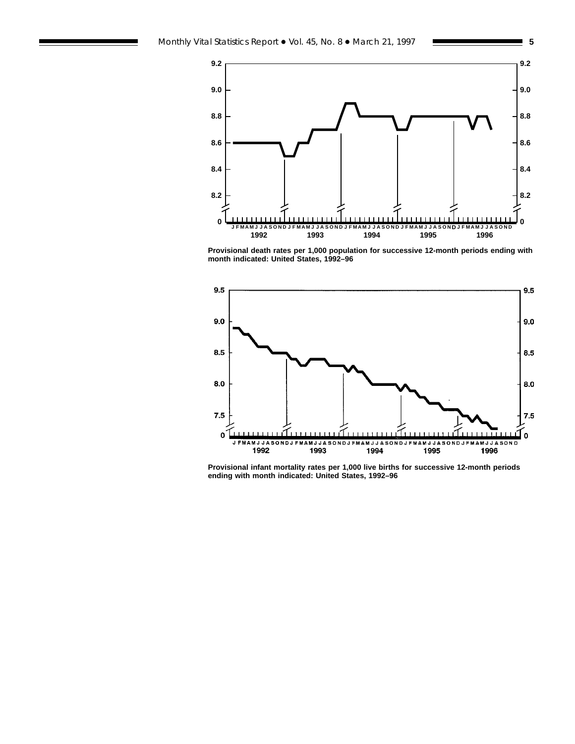Provisional death rates per 1,000 population for successive 12-month periods ending with month indicated: United States, 1992–96

Provisional infant mortality rates per 1,000 live births for successive 12-month periods ending with month indicated: United States, 1992–96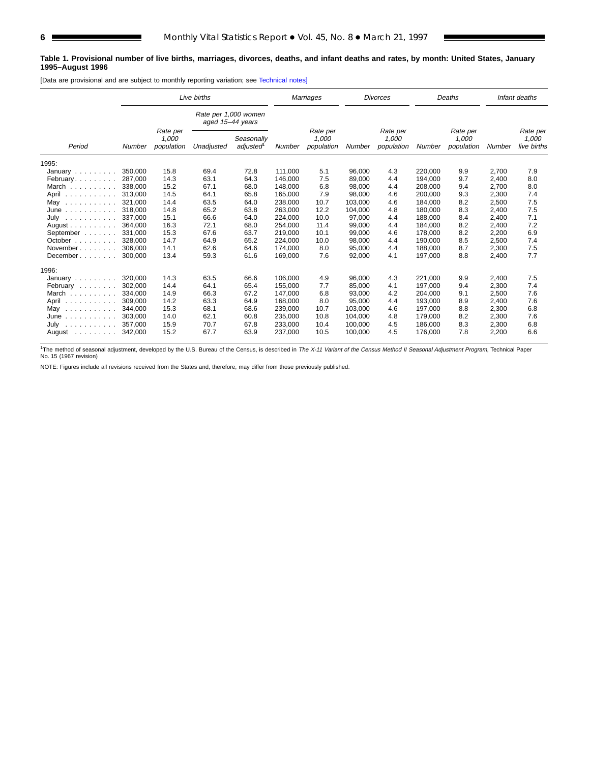**Table 1. Provisional number of live births, marriages, divorces, deaths, and infant deaths and rates, by month: United States, January 1995–August 1996**

[Data are provisional and are subject to monthly reporting variation; see Technical notes]

| Period | Live births | | | | Marriages | | Divorces | | Deaths | | Infant deaths | |
|---|---|---|---|---|---|---|---|---|---|---|---|---|
| | | | Rate per 1,000 women aged 15–44 years | | | | | | | | | |
| | Number | Rate per 1,000 population | Unadjusted | Seasonally adjusted[1] | Number | Rate per 1,000 population | Number | Rate per 1,000 population | Number | Rate per 1,000 population | Number | Rate per 1,000 live births |
| 1995: | | | | | | | | | | | | |
| January | 350,000 | 15.8 | 69.4 | 72.8 | 111,000 | 5.1 | 96,000 | 4.3 | 220,000 | 9.9 | 2,700 | 7.9 |
| February | 287,000 | 14.3 | 63.1 | 64.3 | 146,000 | 7.5 | 89,000 | 4.4 | 194,000 | 9.7 | 2,400 | 8.0 |
| March | 338,000 | 15.2 | 67.1 | 68.0 | 148,000 | 6.8 | 98,000 | 4.4 | 208,000 | 9.4 | 2,700 | 8.0 |
| April | 313,000 | 14.5 | 64.1 | 65.8 | 165,000 | 7.9 | 98,000 | 4.6 | 200,000 | 9.3 | 2,300 | 7.4 |
| May | 321,000 | 14.4 | 63.5 | 64.0 | 238,000 | 10.7 | 103,000 | 4.6 | 184,000 | 8.2 | 2,500 | 7.5 |
| June | 318,000 | 14.8 | 65.2 | 63.8 | 263,000 | 12.2 | 104,000 | 4.8 | 180,000 | 8.3 | 2,400 | 7.5 |
| July | 337,000 | 15.1 | 66.6 | 64.0 | 224,000 | 10.0 | 97,000 | 4.4 | 188,000 | 8.4 | 2,400 | 7.1 |
| August | 364,000 | 16.3 | 72.1 | 68.0 | 254,000 | 11.4 | 99,000 | 4.4 | 184,000 | 8.2 | 2,400 | 7.2 |
| September | 331,000 | 15.3 | 67.6 | 63.7 | 219,000 | 10.1 | 99,000 | 4.6 | 178,000 | 8.2 | 2,200 | 6.9 |
| October | 328,000 | 14.7 | 64.9 | 65.2 | 224,000 | 10.0 | 98,000 | 4.4 | 190,000 | 8.5 | 2,500 | 7.4 |
| November | 306,000 | 14.1 | 62.6 | 64.6 | 174,000 | 8.0 | 95,000 | 4.4 | 188,000 | 8.7 | 2,300 | 7.5 |
| December | 300,000 | 13.4 | 59.3 | 61.6 | 169,000 | 7.6 | 92,000 | 4.1 | 197,000 | 8.8 | 2,400 | 7.7 |
| 1996: | | | | | | | | | | | | |
| January | 320,000 | 14.3 | 63.5 | 66.6 | 106,000 | 4.9 | 96,000 | 4.3 | 221,000 | 9.9 | 2,400 | 7.5 |
| February | 302,000 | 14.4 | 64.1 | 65.4 | 155,000 | 7.7 | 85,000 | 4.1 | 197,000 | 9.4 | 2,300 | 7.4 |
| March | 334,000 | 14.9 | 66.3 | 67.2 | 147,000 | 6.8 | 93,000 | 4.2 | 204,000 | 9.1 | 2,500 | 7.6 |
| April | 309,000 | 14.2 | 63.3 | 64.9 | 168,000 | 8.0 | 95,000 | 4.4 | 193,000 | 8.9 | 2,400 | 7.6 |
| May | 344,000 | 15.3 | 68.1 | 68.6 | 239,000 | 10.7 | 103,000 | 4.6 | 197,000 | 8.8 | 2,300 | 6.8 |
| June | 303,000 | 14.0 | 62.1 | 60.8 | 235,000 | 10.8 | 104,000 | 4.8 | 179,000 | 8.2 | 2,300 | 7.6 |
| July | 357,000 | 15.9 | 70.7 | 67.8 | 233,000 | 10.4 | 100,000 | 4.5 | 186,000 | 8.3 | 2,300 | 6.8 |
| August | 342,000 | 15.2 | 67.7 | 63.9 | 237,000 | 10.5 | 100,000 | 4.5 | 176,000 | 7.8 | 2,200 | 6.6 |

[1]The method of seasonal adjustment, developed by the U.S. Bureau of the Census, is described in *The X-11 Variant of the Census Method II Seasonal Adjustment Program*, Technical Paper No. 15 (1967 revision)

NOTE: Figures include all revisions received from the States and, therefore, may differ from those previously published.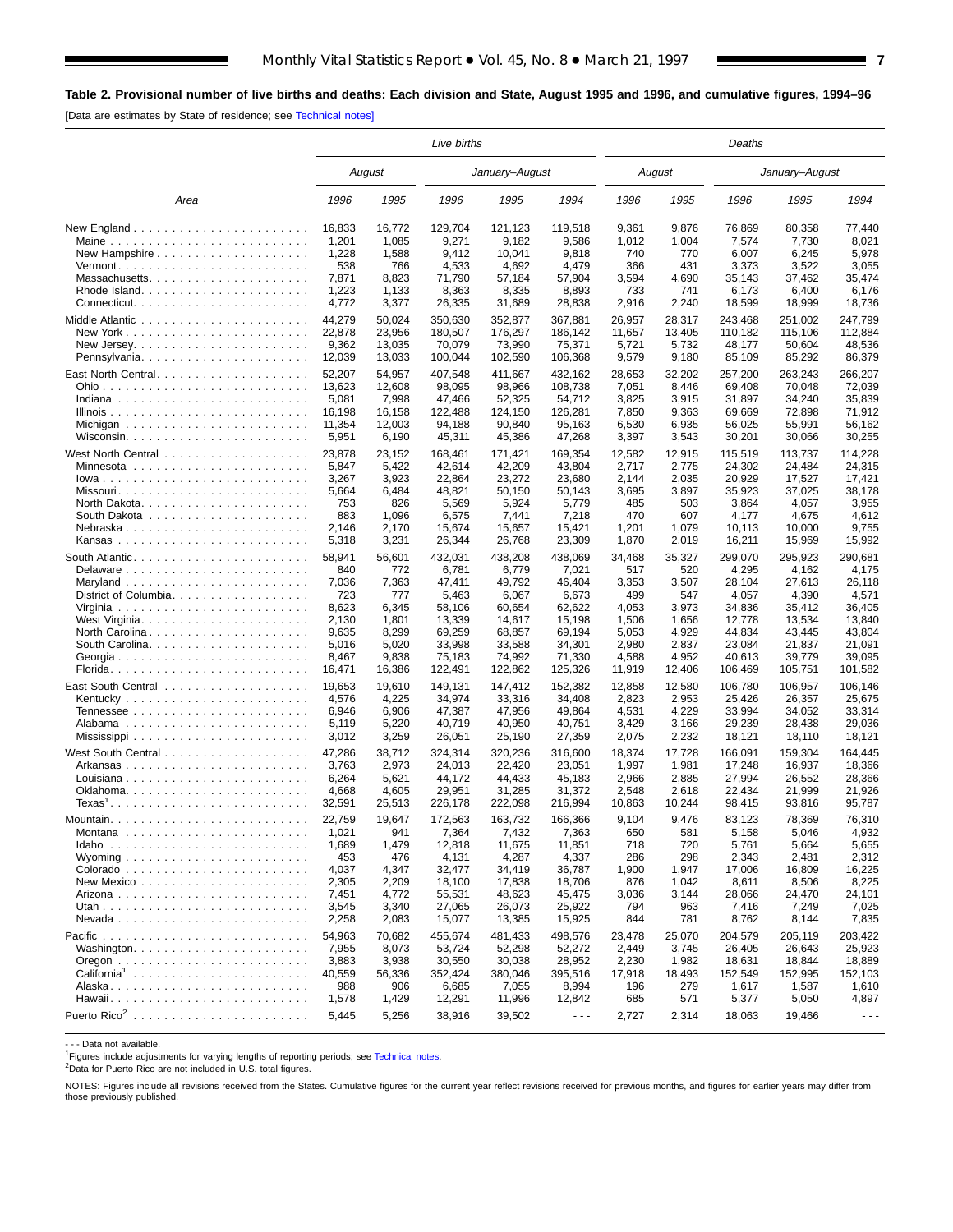## Table 2. Provisional number of live births and deaths: Each division and State, August 1995 and 1996, and cumulative figures, 1994–96

[Data are estimates by State of residence; see Technical notes]

| Area | Live births | | | | | Deaths | | | | |
|---|---|---|---|---|---|---|---|---|---|---|
| | August | | January–August | | | August | | January–August | | |
| | 1996 | 1995 | 1996 | 1995 | 1994 | 1996 | 1995 | 1996 | 1995 | 1994 |
| New England | 16,833 | 16,772 | 129,704 | 121,123 | 119,518 | 9,361 | 9,876 | 76,869 | 80,358 | 77,440 |
| Maine | 1,201 | 1,085 | 9,271 | 9,182 | 9,586 | 1,012 | 1,004 | 7,574 | 7,730 | 8,021 |
| New Hampshire | 1,228 | 1,588 | 9,412 | 10,041 | 9,818 | 740 | 770 | 6,007 | 6,245 | 5,978 |
| Vermont | 538 | 766 | 4,533 | 4,692 | 4,479 | 366 | 431 | 3,373 | 3,522 | 3,055 |
| Massachusetts | 7,871 | 8,823 | 71,790 | 57,184 | 57,904 | 3,594 | 4,690 | 35,143 | 37,462 | 35,474 |
| Rhode Island | 1,223 | 1,133 | 8,363 | 8,335 | 8,893 | 733 | 741 | 6,173 | 6,400 | 6,176 |
| Connecticut | 4,772 | 3,377 | 26,335 | 31,689 | 28,838 | 2,916 | 2,240 | 18,599 | 18,999 | 18,736 |
| Middle Atlantic | 44,279 | 50,024 | 350,630 | 352,877 | 367,881 | 26,957 | 28,317 | 243,468 | 251,002 | 247,799 |
| New York | 22,878 | 23,956 | 180,507 | 176,297 | 186,142 | 11,657 | 13,405 | 110,182 | 115,106 | 112,884 |
| New Jersey | 9,362 | 13,035 | 70,079 | 73,990 | 75,371 | 5,721 | 5,732 | 48,177 | 50,604 | 48,536 |
| Pennsylvania | 12,039 | 13,033 | 100,044 | 102,590 | 106,368 | 9,579 | 9,180 | 85,109 | 85,292 | 86,379 |
| East North Central | 52,207 | 54,957 | 407,548 | 411,667 | 432,162 | 28,653 | 32,202 | 257,200 | 263,243 | 266,207 |
| Ohio | 13,623 | 12,608 | 98,095 | 98,966 | 108,738 | 7,051 | 8,446 | 69,408 | 70,048 | 72,039 |
| Indiana | 5,081 | 7,998 | 47,466 | 52,325 | 54,712 | 3,825 | 3,915 | 31,897 | 34,240 | 35,839 |
| Illinois | 16,198 | 16,158 | 122,488 | 124,150 | 126,281 | 7,850 | 9,363 | 69,669 | 72,898 | 71,912 |
| Michigan | 11,354 | 12,003 | 94,188 | 90,840 | 95,163 | 6,530 | 6,935 | 56,025 | 55,991 | 56,162 |
| Wisconsin | 5,951 | 6,190 | 45,311 | 45,386 | 47,268 | 3,397 | 3,543 | 30,201 | 30,066 | 30,255 |
| West North Central | 23,878 | 23,152 | 168,461 | 171,421 | 169,354 | 12,582 | 12,915 | 115,519 | 113,737 | 114,228 |
| Minnesota | 5,847 | 5,422 | 42,614 | 42,209 | 43,804 | 2,717 | 2,775 | 24,302 | 24,484 | 24,315 |
| Iowa | 3,267 | 3,923 | 22,864 | 23,272 | 23,680 | 2,144 | 2,035 | 20,929 | 17,527 | 17,421 |
| Missouri | 5,664 | 6,484 | 48,821 | 50,150 | 50,143 | 3,695 | 3,897 | 35,923 | 37,025 | 38,178 |
| North Dakota | 753 | 826 | 5,569 | 5,924 | 5,779 | 485 | 503 | 3,864 | 4,057 | 3,955 |
| South Dakota | 883 | 1,096 | 6,575 | 7,441 | 7,218 | 470 | 607 | 4,177 | 4,675 | 4,612 |
| Nebraska | 2,146 | 2,170 | 15,674 | 15,657 | 15,421 | 1,201 | 1,079 | 10,113 | 10,000 | 9,755 |
| Kansas | 5,318 | 3,231 | 26,344 | 26,768 | 23,309 | 1,870 | 2,019 | 16,211 | 15,969 | 15,992 |
| South Atlantic | 58,941 | 56,601 | 432,031 | 438,208 | 438,069 | 34,468 | 35,327 | 299,070 | 295,923 | 290,681 |
| Delaware | 840 | 772 | 6,781 | 6,779 | 7,021 | 517 | 520 | 4,295 | 4,162 | 4,175 |
| Maryland | 7,036 | 7,363 | 47,411 | 49,792 | 46,404 | 3,353 | 3,507 | 28,104 | 27,613 | 26,118 |
| District of Columbia | 723 | 777 | 5,463 | 6,067 | 6,673 | 499 | 547 | 4,057 | 4,390 | 4,571 |
| Virginia | 8,623 | 6,345 | 58,106 | 60,654 | 62,622 | 4,053 | 3,973 | 34,836 | 35,412 | 36,405 |
| West Virginia | 2,130 | 1,801 | 13,339 | 14,617 | 15,198 | 1,506 | 1,656 | 12,778 | 13,534 | 13,840 |
| North Carolina | 9,635 | 8,299 | 69,259 | 68,857 | 69,194 | 5,053 | 4,929 | 44,834 | 43,445 | 43,804 |
| South Carolina | 5,016 | 5,020 | 33,998 | 33,588 | 34,301 | 2,980 | 2,837 | 23,084 | 21,837 | 21,091 |
| Georgia | 8,467 | 9,838 | 75,183 | 74,992 | 71,330 | 4,588 | 4,952 | 40,613 | 39,779 | 39,095 |
| Florida | 16,471 | 16,386 | 122,491 | 122,862 | 125,326 | 11,919 | 12,406 | 106,469 | 105,751 | 101,582 |
| East South Central | 19,653 | 19,610 | 149,131 | 147,412 | 152,382 | 12,858 | 12,580 | 106,780 | 106,957 | 106,146 |
| Kentucky | 4,576 | 4,225 | 34,974 | 33,316 | 34,408 | 2,823 | 2,953 | 25,426 | 26,357 | 25,675 |
| Tennessee | 6,946 | 6,906 | 47,387 | 47,956 | 49,864 | 4,531 | 4,229 | 33,994 | 34,052 | 33,314 |
| Alabama | 5,119 | 5,220 | 40,719 | 40,950 | 40,751 | 3,429 | 3,166 | 29,239 | 28,438 | 29,036 |
| Mississippi | 3,012 | 3,259 | 26,051 | 25,190 | 27,359 | 2,075 | 2,232 | 18,121 | 18,110 | 18,121 |
| West South Central | 47,286 | 38,712 | 324,314 | 320,236 | 316,600 | 18,374 | 17,728 | 166,091 | 159,304 | 164,445 |
| Arkansas | 3,763 | 2,973 | 24,013 | 22,420 | 23,051 | 1,997 | 1,981 | 17,248 | 16,937 | 18,366 |
| Louisiana | 6,264 | 5,621 | 44,172 | 44,433 | 45,183 | 2,966 | 2,885 | 27,994 | 26,552 | 28,366 |
| Oklahoma | 4,668 | 4,605 | 29,951 | 31,285 | 31,372 | 2,548 | 2,618 | 22,434 | 21,999 | 21,926 |
| Texas[1] | 32,591 | 25,513 | 226,178 | 222,098 | 216,994 | 10,863 | 10,244 | 98,415 | 93,816 | 95,787 |
| Mountain | 22,759 | 19,647 | 172,563 | 163,732 | 166,366 | 9,104 | 9,476 | 83,123 | 78,369 | 76,310 |
| Montana | 1,021 | 941 | 7,364 | 7,432 | 7,363 | 650 | 581 | 5,158 | 5,046 | 4,932 |
| Idaho | 1,689 | 1,479 | 12,818 | 11,675 | 11,851 | 718 | 720 | 5,761 | 5,664 | 5,655 |
| Wyoming | 453 | 476 | 4,131 | 4,287 | 4,337 | 286 | 298 | 2,343 | 2,481 | 2,312 |
| Colorado | 4,037 | 4,347 | 32,477 | 34,419 | 36,787 | 1,900 | 1,947 | 17,006 | 16,809 | 16,225 |
| New Mexico | 2,305 | 2,209 | 18,100 | 17,838 | 18,706 | 876 | 1,042 | 8,611 | 8,506 | 8,225 |
| Arizona | 7,451 | 4,772 | 55,531 | 48,623 | 45,475 | 3,036 | 3,144 | 28,066 | 24,470 | 24,101 |
| Utah | 3,545 | 3,340 | 27,065 | 26,073 | 25,922 | 794 | 963 | 7,416 | 7,249 | 7,025 |
| Nevada | 2,258 | 2,083 | 15,077 | 13,385 | 15,925 | 844 | 781 | 8,762 | 8,144 | 7,835 |
| Pacific | 54,963 | 70,682 | 455,674 | 481,433 | 498,576 | 23,478 | 25,070 | 204,579 | 205,119 | 203,422 |
| Washington | 7,955 | 8,073 | 53,724 | 52,298 | 52,272 | 2,449 | 3,745 | 26,405 | 26,643 | 25,923 |
| Oregon | 3,883 | 3,938 | 30,550 | 30,038 | 28,952 | 2,230 | 1,982 | 18,631 | 18,844 | 18,889 |
| California[1] | 40,559 | 56,336 | 352,424 | 380,046 | 395,516 | 17,918 | 18,493 | 152,549 | 152,995 | 152,103 |
| Alaska | 988 | 906 | 6,685 | 7,055 | 8,994 | 196 | 279 | 1,617 | 1,587 | 1,610 |
| Hawaii | 1,578 | 1,429 | 12,291 | 11,996 | 12,842 | 685 | 571 | 5,377 | 5,050 | 4,897 |
| Puerto Rico[2] | 5,445 | 5,256 | 38,916 | 39,502 | - - - | 2,727 | 2,314 | 18,063 | 19,466 | - - - |

- - - Data not available.

[1]Figures include adjustments for varying lengths of reporting periods; see Technical notes.

[2]Data for Puerto Rico are not included in U.S. total figures.

NOTES: Figures include all revisions received from the States. Cumulative figures for the current year reflect revisions received for previous months, and figures for earlier years may differ from those previously published.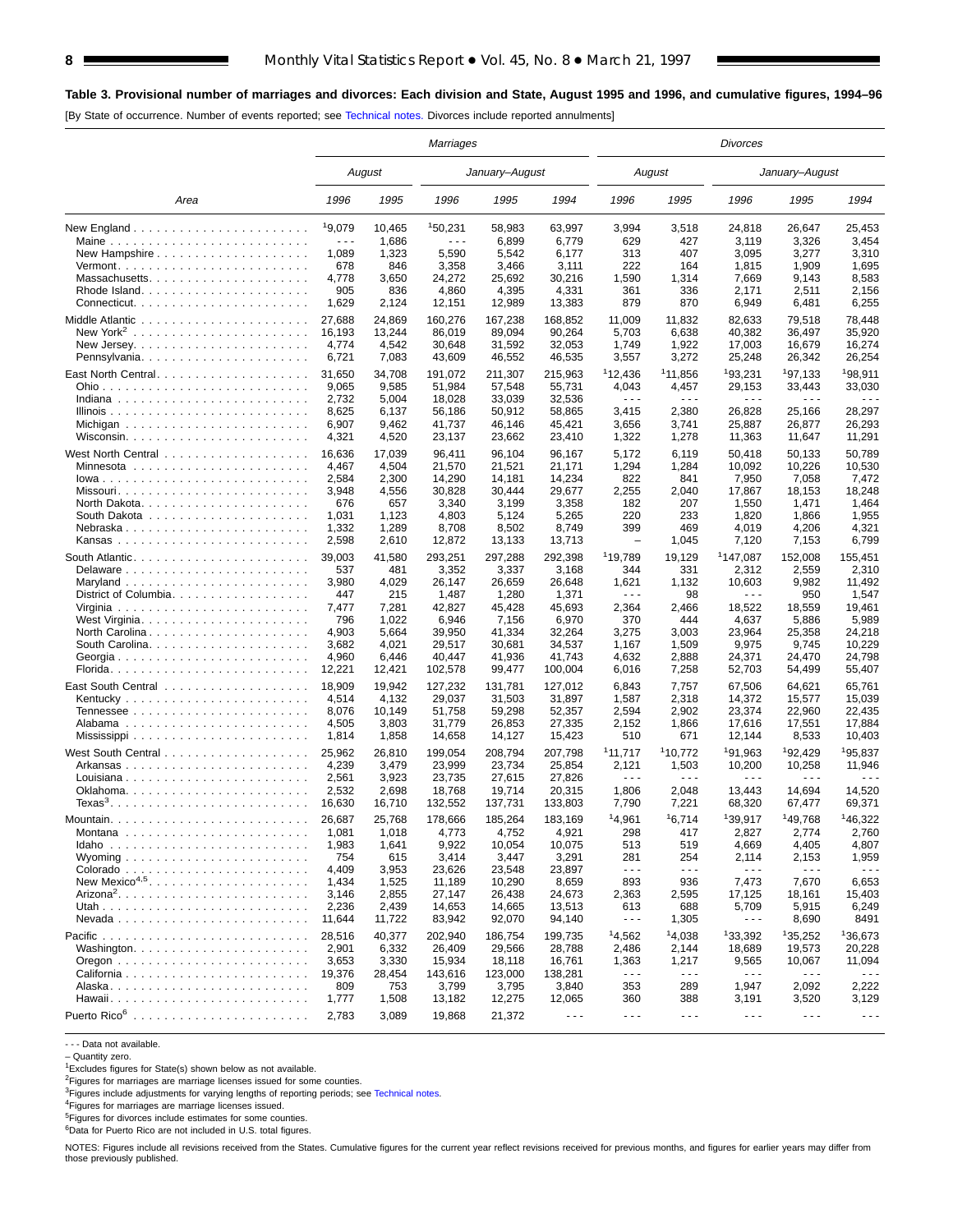**Table 3. Provisional number of marriages and divorces: Each division and State, August 1995 and 1996, and cumulative figures, 1994–96**

[By State of occurrence. Number of events reported; see Technical notes. Divorces include reported annulments]

| Area | Marriages | | | | | Divorces | | | | |
|---|---|---|---|---|---|---|---|---|---|---|
| | August | | January–August | | | August | | January–August | | |
| | 1996 | 1995 | 1996 | 1995 | 1994 | 1996 | 1995 | 1996 | 1995 | 1994 |
| New England | [1]9,079 | 10,465 | [1]50,231 | 58,983 | 63,997 | 3,994 | 3,518 | 24,818 | 26,647 | 25,453 |
| Maine | - - - | 1,686 | - - - | 6,899 | 6,779 | 629 | 427 | 3,119 | 3,326 | 3,454 |
| New Hampshire | 1,089 | 1,323 | 5,590 | 5,542 | 6,177 | 313 | 407 | 3,095 | 3,277 | 3,310 |
| Vermont | 678 | 846 | 3,358 | 3,466 | 3,111 | 222 | 164 | 1,815 | 1,909 | 1,695 |
| Massachusetts | 4,778 | 3,650 | 24,272 | 25,692 | 30,216 | 1,590 | 1,314 | 7,669 | 9,143 | 8,583 |
| Rhode Island | 905 | 836 | 4,860 | 4,395 | 4,331 | 361 | 336 | 2,171 | 2,511 | 2,156 |
| Connecticut | 1,629 | 2,124 | 12,151 | 12,989 | 13,383 | 879 | 870 | 6,949 | 6,481 | 6,255 |
| Middle Atlantic | 27,688 | 24,869 | 160,276 | 167,238 | 168,852 | 11,009 | 11,832 | 82,633 | 79,518 | 78,448 |
| New York[2] | 16,193 | 13,244 | 86,019 | 89,094 | 90,264 | 5,703 | 6,638 | 40,382 | 36,497 | 35,920 |
| New Jersey | 4,774 | 4,542 | 30,648 | 31,592 | 32,053 | 1,749 | 1,922 | 17,003 | 16,679 | 16,274 |
| Pennsylvania | 6,721 | 7,083 | 43,609 | 46,552 | 46,535 | 3,557 | 3,272 | 25,248 | 26,342 | 26,254 |
| East North Central | 31,650 | 34,708 | 191,072 | 211,307 | 215,963 | [1]12,436 | [1]11,856 | [1]93,231 | [1]97,133 | [1]98,911 |
| Ohio | 9,065 | 9,585 | 51,984 | 57,548 | 55,731 | 4,043 | 4,457 | 29,153 | 33,443 | 33,030 |
| Indiana | 2,732 | 5,004 | 18,028 | 33,039 | 32,536 | - - - | - - - | - - - | - - - | - - - |
| Illinois | 8,625 | 6,137 | 56,186 | 50,912 | 58,865 | 3,415 | 2,380 | 26,828 | 25,166 | 28,297 |
| Michigan | 6,907 | 9,462 | 41,737 | 46,146 | 45,421 | 3,656 | 3,741 | 25,887 | 26,877 | 26,293 |
| Wisconsin | 4,321 | 4,520 | 23,137 | 23,662 | 23,410 | 1,322 | 1,278 | 11,363 | 11,647 | 11,291 |
| West North Central | 16,636 | 17,039 | 96,411 | 96,104 | 96,167 | 5,172 | 6,119 | 50,418 | 50,133 | 50,789 |
| Minnesota | 4,467 | 4,504 | 21,570 | 21,521 | 21,171 | 1,294 | 1,284 | 10,092 | 10,226 | 10,530 |
| Iowa | 2,584 | 2,300 | 14,290 | 14,181 | 14,234 | 822 | 841 | 7,950 | 7,058 | 7,472 |
| Missouri | 3,948 | 4,556 | 30,828 | 30,444 | 29,677 | 2,255 | 2,040 | 17,867 | 18,153 | 18,248 |
| North Dakota | 676 | 657 | 3,340 | 3,199 | 3,358 | 182 | 207 | 1,550 | 1,471 | 1,464 |
| South Dakota | 1,031 | 1,123 | 4,803 | 5,124 | 5,265 | 220 | 233 | 1,820 | 1,866 | 1,955 |
| Nebraska | 1,332 | 1,289 | 8,708 | 8,502 | 8,749 | 399 | 469 | 4,019 | 4,206 | 4,321 |
| Kansas | 2,598 | 2,610 | 12,872 | 13,133 | 13,713 | – | 1,045 | 7,120 | 7,153 | 6,799 |
| South Atlantic | 39,003 | 41,580 | 293,251 | 297,288 | 292,398 | [1]19,789 | 19,129 | [1]147,087 | 152,008 | 155,451 |
| Delaware | 537 | 481 | 3,352 | 3,337 | 3,168 | 344 | 331 | 2,312 | 2,559 | 2,310 |
| Maryland | 3,980 | 4,029 | 26,147 | 26,659 | 26,648 | 1,621 | 1,132 | 10,603 | 9,982 | 11,492 |
| District of Columbia | 447 | 215 | 1,487 | 1,280 | 1,371 | - - - | 98 | - - - | 950 | 1,547 |
| Virginia | 7,477 | 7,281 | 42,827 | 45,428 | 45,693 | 2,364 | 2,466 | 18,522 | 18,559 | 19,461 |
| West Virginia | 796 | 1,022 | 6,946 | 7,156 | 6,970 | 370 | 444 | 4,637 | 5,886 | 5,989 |
| North Carolina | 4,903 | 5,664 | 39,950 | 41,334 | 32,264 | 3,275 | 3,003 | 23,964 | 25,358 | 24,218 |
| South Carolina | 3,682 | 4,021 | 29,517 | 30,681 | 34,537 | 1,167 | 1,509 | 9,975 | 9,745 | 10,229 |
| Georgia | 4,960 | 6,446 | 40,447 | 41,936 | 41,743 | 4,632 | 2,888 | 24,371 | 24,470 | 24,798 |
| Florida | 12,221 | 12,421 | 102,578 | 99,477 | 100,004 | 6,016 | 7,258 | 52,703 | 54,499 | 55,407 |
| East South Central | 18,909 | 19,942 | 127,232 | 131,781 | 127,012 | 6,843 | 7,757 | 67,506 | 64,621 | 65,761 |
| Kentucky | 4,514 | 4,132 | 29,037 | 31,503 | 31,897 | 1,587 | 2,318 | 14,372 | 15,577 | 15,039 |
| Tennessee | 8,076 | 10,149 | 51,758 | 59,298 | 52,357 | 2,594 | 2,902 | 23,374 | 22,960 | 22,435 |
| Alabama | 4,505 | 3,803 | 31,779 | 26,853 | 27,335 | 2,152 | 1,866 | 17,616 | 17,551 | 17,884 |
| Mississippi | 1,814 | 1,858 | 14,658 | 14,127 | 15,423 | 510 | 671 | 12,144 | 8,533 | 10,403 |
| West South Central | 25,962 | 26,810 | 199,054 | 208,794 | 207,798 | [1]11,717 | [1]10,772 | [1]91,963 | [1]92,429 | [1]95,837 |
| Arkansas | 4,239 | 3,479 | 23,999 | 23,734 | 25,854 | 2,121 | 1,503 | 10,200 | 10,258 | 11,946 |
| Louisiana | 2,561 | 3,923 | 23,735 | 27,615 | 27,826 | - - - | - - - | - - - | - - - | - - - |
| Oklahoma | 2,532 | 2,698 | 18,768 | 19,714 | 20,315 | 1,806 | 2,048 | 13,443 | 14,694 | 14,520 |
| Texas[3] | 16,630 | 16,710 | 132,552 | 137,731 | 133,803 | 7,790 | 7,221 | 68,320 | 67,477 | 69,371 |
| Mountain | 26,687 | 25,768 | 178,666 | 185,264 | 183,169 | [1]4,961 | [1]6,714 | [1]39,917 | [1]49,768 | [1]46,322 |
| Montana | 1,081 | 1,018 | 4,773 | 4,752 | 4,921 | 298 | 417 | 2,827 | 2,774 | 2,760 |
| Idaho | 1,983 | 1,641 | 9,922 | 10,054 | 10,075 | 513 | 519 | 4,669 | 4,405 | 4,807 |
| Wyoming | 754 | 615 | 3,414 | 3,447 | 3,291 | 281 | 254 | 2,114 | 2,153 | 1,959 |
| Colorado | 4,409 | 3,953 | 23,626 | 23,548 | 23,897 | - - - | - - - | - - - | - - - | - - - |
| New Mexico[4,5] | 1,434 | 1,525 | 11,189 | 10,290 | 8,659 | 893 | 936 | 7,473 | 7,670 | 6,653 |
| Arizona[2] | 3,146 | 2,855 | 27,147 | 26,438 | 24,673 | 2,363 | 2,595 | 17,125 | 18,161 | 15,403 |
| Utah | 2,236 | 2,439 | 14,653 | 14,665 | 13,513 | 613 | 688 | 5,709 | 5,915 | 6,249 |
| Nevada | 11,644 | 11,722 | 83,942 | 92,070 | 94,140 | - - - | 1,305 | - - - | 8,690 | 8491 |
| Pacific | 28,516 | 40,377 | 202,940 | 186,754 | 199,735 | [1]4,562 | [1]4,038 | [1]33,392 | [1]35,252 | [1]36,673 |
| Washington | 2,901 | 6,332 | 26,409 | 29,566 | 28,788 | 2,486 | 2,144 | 18,689 | 19,573 | 20,228 |
| Oregon | 3,653 | 3,330 | 15,934 | 18,118 | 16,761 | 1,363 | 1,217 | 9,565 | 10,067 | 11,094 |
| California | 19,376 | 28,454 | 143,616 | 123,000 | 138,281 | - - - | - - - | - - - | - - - | - - - |
| Alaska | 809 | 753 | 3,799 | 3,795 | 3,840 | 353 | 289 | 1,947 | 2,092 | 2,222 |
| Hawaii | 1,777 | 1,508 | 13,182 | 12,275 | 12,065 | 360 | 388 | 3,191 | 3,520 | 3,129 |
| Puerto Rico[6] | 2,783 | 3,089 | 19,868 | 21,372 | - - - | - - - | - - - | - - - | - - - | - - - |

- - - Data not available.

– Quantity zero.

[1]Excludes figures for State(s) shown below as not available.

[2]Figures for marriages are marriage licenses issued for some counties.

[3]Figures include adjustments for varying lengths of reporting periods; see Technical notes.

[4]Figures for marriages are marriage licenses issued.

[5]Figures for divorces include estimates for some counties.

[6]Data for Puerto Rico are not included in U.S. total figures.

NOTES: Figures include all revisions received from the States. Cumulative figures for the current year reflect revisions received for previous months, and figures for earlier years may differ from those previously published.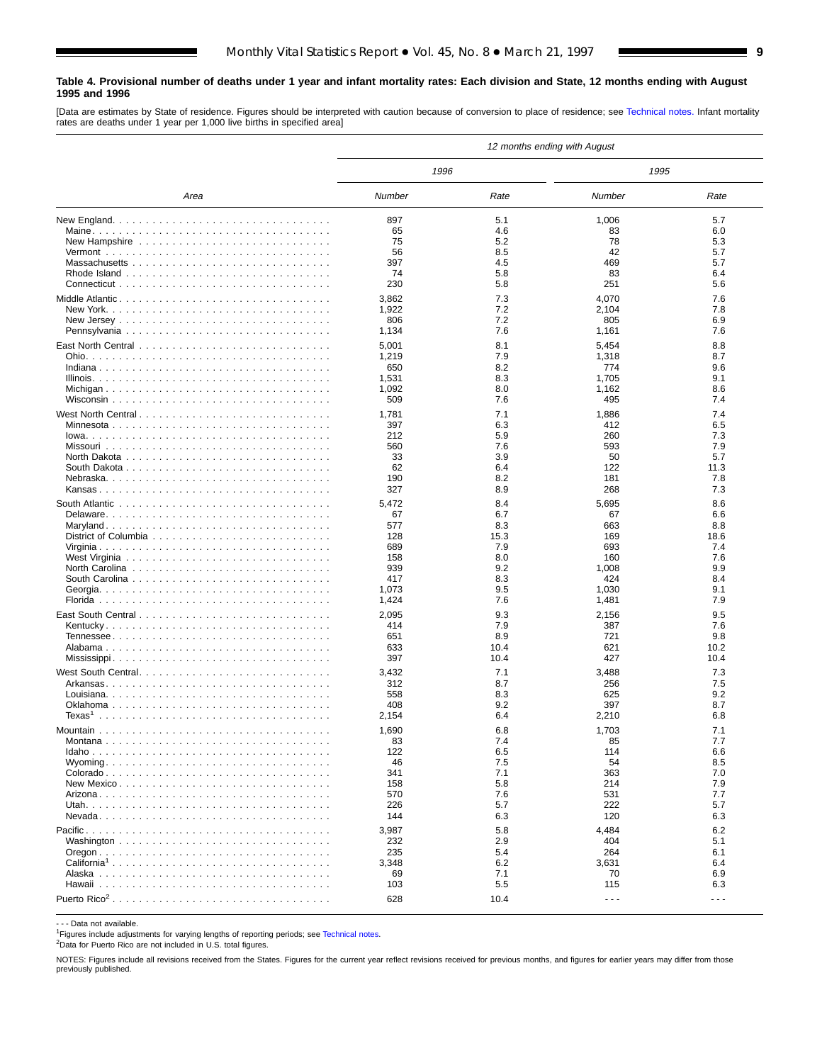**Table 4. Provisional number of deaths under 1 year and infant mortality rates: Each division and State, 12 months ending with August 1995 and 1996**

[Data are estimates by State of residence. Figures should be interpreted with caution because of conversion to place of residence; see Technical notes. Infant mortality rates are deaths under 1 year per 1,000 live births in specified area]

| Area | *12 months ending with August* | | | |
|---|---|---|---|---|
| | *1996* | | *1995* | |
| | *Number* | *Rate* | *Number* | *Rate* |
| New England | 897 | 5.1 | 1,006 | 5.7 |
| Maine | 65 | 4.6 | 83 | 6.0 |
| New Hampshire | 75 | 5.2 | 78 | 5.3 |
| Vermont | 56 | 8.5 | 42 | 5.7 |
| Massachusetts | 397 | 4.5 | 469 | 5.7 |
| Rhode Island | 74 | 5.8 | 83 | 6.4 |
| Connecticut | 230 | 5.8 | 251 | 5.6 |
| Middle Atlantic | 3,862 | 7.3 | 4,070 | 7.6 |
| New York | 1,922 | 7.2 | 2,104 | 7.8 |
| New Jersey | 806 | 7.2 | 805 | 6.9 |
| Pennsylvania | 1,134 | 7.6 | 1,161 | 7.6 |
| East North Central | 5,001 | 8.1 | 5,454 | 8.8 |
| Ohio | 1,219 | 7.9 | 1,318 | 8.7 |
| Indiana | 650 | 8.2 | 774 | 9.6 |
| Illinois | 1,531 | 8.3 | 1,705 | 9.1 |
| Michigan | 1,092 | 8.0 | 1,162 | 8.6 |
| Wisconsin | 509 | 7.6 | 495 | 7.4 |
| West North Central | 1,781 | 7.1 | 1,886 | 7.4 |
| Minnesota | 397 | 6.3 | 412 | 6.5 |
| Iowa | 212 | 5.9 | 260 | 7.3 |
| Missouri | 560 | 7.6 | 593 | 7.9 |
| North Dakota | 33 | 3.9 | 50 | 5.7 |
| South Dakota | 62 | 6.4 | 122 | 11.3 |
| Nebraska | 190 | 8.2 | 181 | 7.8 |
| Kansas | 327 | 8.9 | 268 | 7.3 |
| South Atlantic | 5,472 | 8.4 | 5,695 | 8.6 |
| Delaware | 67 | 6.7 | 67 | 6.6 |
| Maryland | 577 | 8.3 | 663 | 8.8 |
| District of Columbia | 128 | 15.3 | 169 | 18.6 |
| Virginia | 689 | 7.9 | 693 | 7.4 |
| West Virginia | 158 | 8.0 | 160 | 7.6 |
| North Carolina | 939 | 9.2 | 1,008 | 9.9 |
| South Carolina | 417 | 8.3 | 424 | 8.4 |
| Georgia | 1,073 | 9.5 | 1,030 | 9.1 |
| Florida | 1,424 | 7.6 | 1,481 | 7.9 |
| East South Central | 2,095 | 9.3 | 2,156 | 9.5 |
| Kentucky | 414 | 7.9 | 387 | 7.6 |
| Tennessee | 651 | 8.9 | 721 | 9.8 |
| Alabama | 633 | 10.4 | 621 | 10.2 |
| Mississippi | 397 | 10.4 | 427 | 10.4 |
| West South Central | 3,432 | 7.1 | 3,488 | 7.3 |
| Arkansas | 312 | 8.7 | 256 | 7.5 |
| Louisiana | 558 | 8.3 | 625 | 9.2 |
| Oklahoma | 408 | 9.2 | 397 | 8.7 |
| Texas[1] | 2,154 | 6.4 | 2,210 | 6.8 |
| Mountain | 1,690 | 6.8 | 1,703 | 7.1 |
| Montana | 83 | 7.4 | 85 | 7.7 |
| Idaho | 122 | 6.5 | 114 | 6.6 |
| Wyoming | 46 | 7.5 | 54 | 8.5 |
| Colorado | 341 | 7.1 | 363 | 7.0 |
| New Mexico | 158 | 5.8 | 214 | 7.9 |
| Arizona | 570 | 7.6 | 531 | 7.7 |
| Utah | 226 | 5.7 | 222 | 5.7 |
| Nevada | 144 | 6.3 | 120 | 6.3 |
| Pacific | 3,987 | 5.8 | 4,484 | 6.2 |
| Washington | 232 | 2.9 | 404 | 5.1 |
| Oregon | 235 | 5.4 | 264 | 6.1 |
| California[1] | 3,348 | 6.2 | 3,631 | 6.4 |
| Alaska | 69 | 7.1 | 70 | 6.9 |
| Hawaii | 103 | 5.5 | 115 | 6.3 |
| Puerto Rico[2] | 628 | 10.4 | - - - | - - - |

- - - Data not available.

[1]Figures include adjustments for varying lengths of reporting periods; see Technical notes.

[2]Data for Puerto Rico are not included in U.S. total figures.

NOTES: Figures include all revisions received from the States. Figures for the current year reflect revisions received for previous months, and figures for earlier years may differ from those previously published.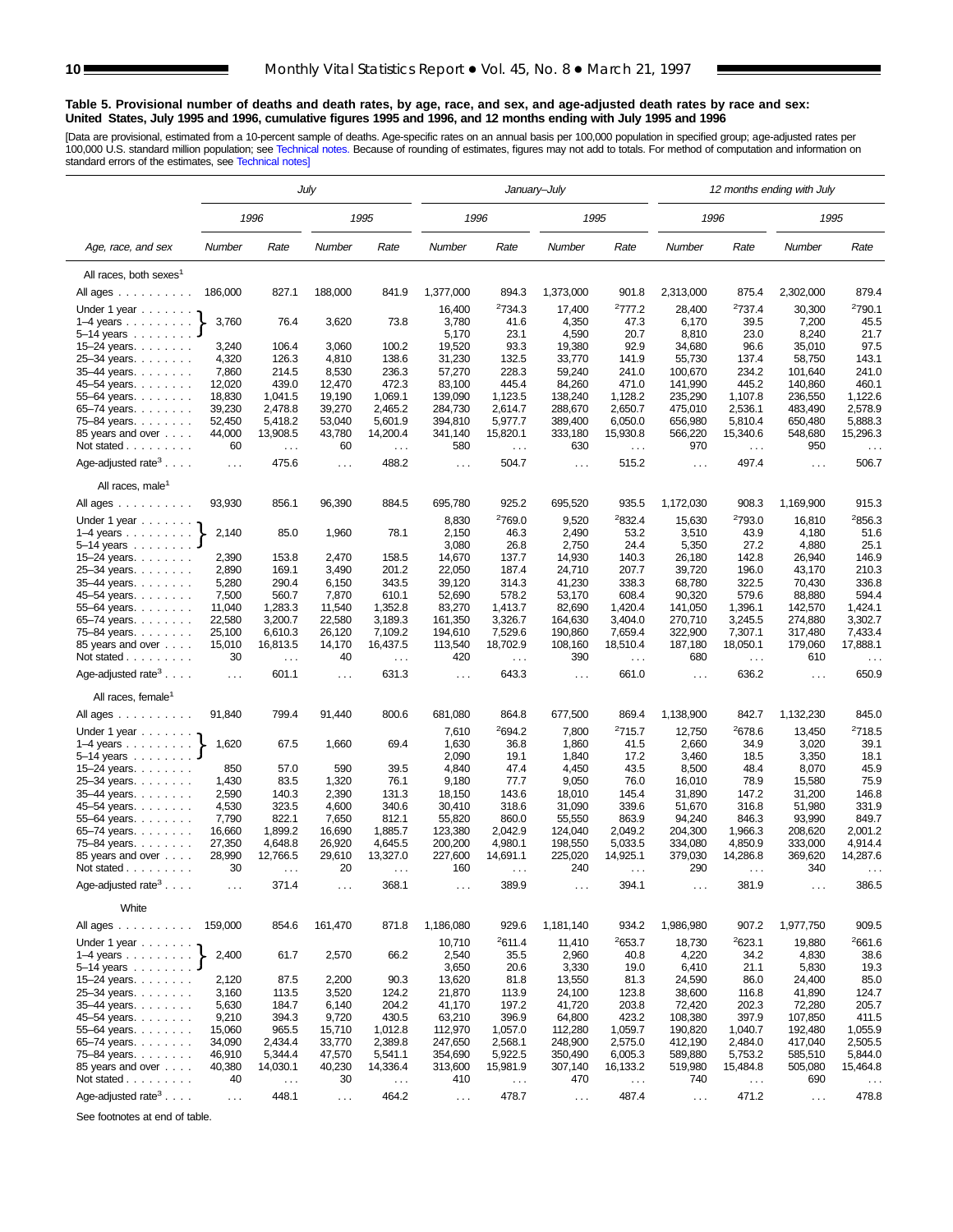**Table 5. Provisional number of deaths and death rates, by age, race, and sex, and age-adjusted death rates by race and sex: United States, July 1995 and 1996, cumulative figures 1995 and 1996, and 12 months ending with July 1995 and 1996**

[Data are provisional, estimated from a 10-percent sample of deaths. Age-specific rates on an annual basis per 100,000 population in specified group; age-adjusted rates per 100,000 U.S. standard million population; see Technical notes. Because of rounding of estimates, figures may not add to totals. For method of computation and information on standard errors of the estimates, see Technical notes]

| Age, race, and sex | July | | | | January–July | | | | 12 months ending with July | | | |
|---|---|---|---|---|---|---|---|---|---|---|---|---|
| | 1996 | | 1995 | | 1996 | | 1995 | | 1996 | | 1995 | |
| | Number | Rate | Number | Rate | Number | Rate | Number | Rate | Number | Rate | Number | Rate |
| **All races, both sexes[1]** | | | | | | | | | | | | |
| All ages | 186,000 | 827.1 | 188,000 | 841.9 | 1,377,000 | 894.3 | 1,373,000 | 901.8 | 2,313,000 | 875.4 | 2,302,000 | 879.4 |
| Under 1 year | 3,760 | 76.4 | 3,620 | 73.8 | 16,400 | [2]734.3 | 17,400 | [2]777.2 | 28,400 | [2]737.4 | 30,300 | [2]790.1 |
| 1–4 years | | | | | 3,780 | 41.6 | 4,350 | 47.3 | 6,170 | 39.5 | 7,200 | 45.5 |
| 5–14 years | | | | | 5,170 | 23.1 | 4,590 | 20.7 | 8,810 | 23.0 | 8,240 | 21.7 |
| 15–24 years | 3,240 | 106.4 | 3,060 | 100.2 | 19,520 | 93.3 | 19,380 | 92.9 | 34,680 | 96.6 | 35,010 | 97.5 |
| 25–34 years | 4,320 | 126.3 | 4,810 | 138.6 | 31,230 | 132.5 | 33,770 | 141.9 | 55,730 | 137.4 | 58,750 | 143.1 |
| 35–44 years | 7,860 | 214.5 | 8,530 | 236.3 | 57,270 | 228.3 | 59,240 | 241.0 | 100,670 | 234.2 | 101,640 | 241.0 |
| 45–54 years | 12,020 | 439.0 | 12,470 | 472.3 | 83,100 | 445.4 | 84,260 | 471.0 | 141,990 | 445.2 | 140,860 | 460.1 |
| 55–64 years | 18,830 | 1,041.5 | 19,190 | 1,069.1 | 139,090 | 1,123.5 | 138,240 | 1,128.2 | 235,290 | 1,107.8 | 236,550 | 1,122.6 |
| 65–74 years | 39,230 | 2,478.8 | 39,270 | 2,465.2 | 284,730 | 2,614.7 | 288,670 | 2,650.7 | 475,010 | 2,536.1 | 483,490 | 2,578.9 |
| 75–84 years | 52,450 | 5,418.2 | 53,040 | 5,601.9 | 394,810 | 5,977.7 | 389,400 | 6,050.0 | 656,980 | 5,810.4 | 650,480 | 5,888.3 |
| 85 years and over | 44,000 | 13,908.5 | 43,780 | 14,200.4 | 341,140 | 15,820.1 | 333,180 | 15,930.8 | 566,220 | 15,340.6 | 548,680 | 15,296.3 |
| Not stated | 60 | . . . | 60 | . . . | 580 | . . . | 630 | . . . | 970 | . . . | 950 | . . . |
| Age-adjusted rate[3] | . . . | 475.6 | . . . | 488.2 | . . . | 504.7 | . . . | 515.2 | . . . | 497.4 | . . . | 506.7 |
| **All races, male[1]** | | | | | | | | | | | | |
| All ages | 93,930 | 856.1 | 96,390 | 884.5 | 695,780 | 925.2 | 695,520 | 935.5 | 1,172,030 | 908.3 | 1,169,900 | 915.3 |
| Under 1 year | 2,140 | 85.0 | 1,960 | 78.1 | 8,830 | [2]769.0 | 9,520 | [2]832.4 | 15,630 | [2]793.0 | 16,810 | [2]856.3 |
| 1–4 years | | | | | 2,150 | 46.3 | 2,490 | 53.2 | 3,510 | 43.9 | 4,180 | 51.6 |
| 5–14 years | | | | | 3,080 | 26.8 | 2,750 | 24.4 | 5,350 | 27.2 | 4,880 | 25.1 |
| 15–24 years | 2,390 | 153.8 | 2,470 | 158.5 | 14,670 | 137.7 | 14,930 | 140.3 | 26,180 | 142.8 | 26,940 | 146.9 |
| 25–34 years | 2,890 | 169.1 | 3,490 | 201.2 | 22,050 | 187.4 | 24,710 | 207.7 | 39,720 | 196.0 | 43,170 | 210.3 |
| 35–44 years | 5,280 | 290.4 | 6,150 | 343.5 | 39,120 | 314.3 | 41,230 | 338.3 | 68,780 | 322.5 | 70,430 | 336.8 |
| 45–54 years | 7,500 | 560.7 | 7,870 | 610.1 | 52,690 | 578.2 | 53,170 | 608.4 | 90,320 | 579.6 | 88,880 | 594.4 |
| 55–64 years | 11,040 | 1,283.3 | 11,540 | 1,352.8 | 83,270 | 1,413.7 | 82,690 | 1,420.4 | 141,050 | 1,396.1 | 142,570 | 1,424.1 |
| 65–74 years | 22,580 | 3,200.7 | 22,580 | 3,189.3 | 161,350 | 3,326.7 | 164,630 | 3,404.0 | 270,710 | 3,245.5 | 274,880 | 3,302.7 |
| 75–84 years | 25,100 | 6,610.3 | 26,120 | 7,109.2 | 194,610 | 7,529.6 | 190,860 | 7,659.4 | 322,900 | 7,307.1 | 317,480 | 7,433.4 |
| 85 years and over | 15,010 | 16,813.5 | 14,170 | 16,437.5 | 113,540 | 18,702.9 | 108,160 | 18,510.4 | 187,180 | 18,050.1 | 179,060 | 17,888.1 |
| Not stated | 30 | . . . | 40 | . . . | 420 | . . . | 390 | . . . | 680 | . . . | 610 | . . . |
| Age-adjusted rate[3] | . . . | 601.1 | . . . | 631.3 | . . . | 643.3 | . . . | 661.0 | . . . | 636.2 | . . . | 650.9 |
| **All races, female[1]** | | | | | | | | | | | | |
| All ages | 91,840 | 799.4 | 91,440 | 800.6 | 681,080 | 864.8 | 677,500 | 869.4 | 1,138,900 | 842.7 | 1,132,230 | 845.0 |
| Under 1 year | 1,620 | 67.5 | 1,660 | 69.4 | 7,610 | [2]694.2 | 7,800 | [2]715.7 | 12,750 | [2]678.6 | 13,450 | [2]718.5 |
| 1–4 years | | | | | 1,630 | 36.8 | 1,860 | 41.5 | 2,660 | 34.9 | 3,020 | 39.1 |
| 5–14 years | | | | | 2,090 | 19.1 | 1,840 | 17.2 | 3,460 | 18.5 | 3,350 | 18.1 |
| 15–24 years | 850 | 57.0 | 590 | 39.5 | 4,840 | 47.4 | 4,450 | 43.5 | 8,500 | 48.4 | 8,070 | 45.9 |
| 25–34 years | 1,430 | 83.5 | 1,320 | 76.1 | 9,180 | 77.7 | 9,050 | 76.0 | 16,010 | 78.9 | 15,580 | 75.9 |
| 35–44 years | 2,590 | 140.3 | 2,390 | 131.3 | 18,150 | 143.6 | 18,010 | 145.4 | 31,890 | 147.2 | 31,200 | 146.8 |
| 45–54 years | 4,530 | 323.5 | 4,600 | 340.6 | 30,410 | 318.6 | 31,090 | 339.6 | 51,670 | 316.8 | 51,980 | 331.9 |
| 55–64 years | 7,790 | 822.1 | 7,650 | 812.1 | 55,820 | 860.0 | 55,550 | 863.9 | 94,240 | 846.3 | 93,990 | 849.7 |
| 65–74 years | 16,660 | 1,899.2 | 16,690 | 1,885.7 | 123,380 | 2,042.9 | 124,040 | 2,049.2 | 204,300 | 1,966.3 | 208,620 | 2,001.2 |
| 75–84 years | 27,350 | 4,648.8 | 26,920 | 4,645.5 | 200,200 | 4,980.1 | 198,550 | 5,033.5 | 334,080 | 4,850.9 | 333,000 | 4,914.4 |
| 85 years and over | 28,990 | 12,766.5 | 29,610 | 13,327.0 | 227,600 | 14,691.1 | 225,020 | 14,925.1 | 379,030 | 14,286.8 | 369,620 | 14,287.6 |
| Not stated | 30 | . . . | 20 | . . . | 160 | . . . | 240 | . . . | 290 | . . . | 340 | . . . |
| Age-adjusted rate[3] | . . . | 371.4 | . . . | 368.1 | . . . | 389.9 | . . . | 394.1 | . . . | 381.9 | . . . | 386.5 |
| **White** | | | | | | | | | | | | |
| All ages | 159,000 | 854.6 | 161,470 | 871.8 | 1,186,080 | 929.6 | 1,181,140 | 934.2 | 1,986,980 | 907.2 | 1,977,750 | 909.5 |
| Under 1 year | 2,400 | 61.7 | 2,570 | 66.2 | 10,710 | [2]611.4 | 11,410 | [2]653.7 | 18,730 | [2]623.1 | 19,880 | [2]661.6 |
| 1–4 years | | | | | 2,540 | 35.5 | 2,960 | 40.8 | 4,220 | 34.2 | 4,830 | 38.6 |
| 5–14 years | | | | | 3,650 | 20.6 | 3,330 | 19.0 | 6,410 | 21.1 | 5,830 | 19.3 |
| 15–24 years | 2,120 | 87.5 | 2,200 | 90.3 | 13,620 | 81.8 | 13,550 | 81.3 | 24,590 | 86.0 | 24,400 | 85.0 |
| 25–34 years | 3,160 | 113.5 | 3,520 | 124.2 | 21,870 | 113.9 | 24,100 | 123.8 | 38,600 | 116.8 | 41,890 | 124.7 |
| 35–44 years | 5,630 | 184.7 | 6,140 | 204.2 | 41,170 | 197.2 | 41,720 | 203.8 | 72,420 | 202.3 | 72,280 | 205.7 |
| 45–54 years | 9,210 | 394.3 | 9,720 | 430.5 | 63,210 | 396.9 | 64,800 | 423.2 | 108,380 | 397.9 | 107,850 | 411.5 |
| 55–64 years | 15,060 | 965.5 | 15,710 | 1,012.8 | 112,970 | 1,057.0 | 112,280 | 1,059.7 | 190,820 | 1,040.7 | 192,480 | 1,055.9 |
| 65–74 years | 34,090 | 2,434.4 | 33,770 | 2,389.8 | 247,650 | 2,568.1 | 248,900 | 2,575.0 | 412,190 | 2,484.0 | 417,040 | 2,505.5 |
| 75–84 years | 46,910 | 5,344.4 | 47,570 | 5,541.1 | 354,690 | 5,922.5 | 350,490 | 6,005.3 | 589,880 | 5,753.2 | 585,510 | 5,844.0 |
| 85 years and over | 40,380 | 14,030.1 | 40,230 | 14,336.4 | 313,600 | 15,981.9 | 307,140 | 16,133.2 | 519,980 | 15,484.8 | 505,080 | 15,464.8 |
| Not stated | 40 | . . . | 30 | . . . | 410 | . . . | 470 | . . . | 740 | . . . | 690 | . . . |
| Age-adjusted rate[3] | . . . | 448.1 | . . . | 464.2 | . . . | 478.7 | . . . | 487.4 | . . . | 471.2 | . . . | 478.8 |

See footnotes at end of table.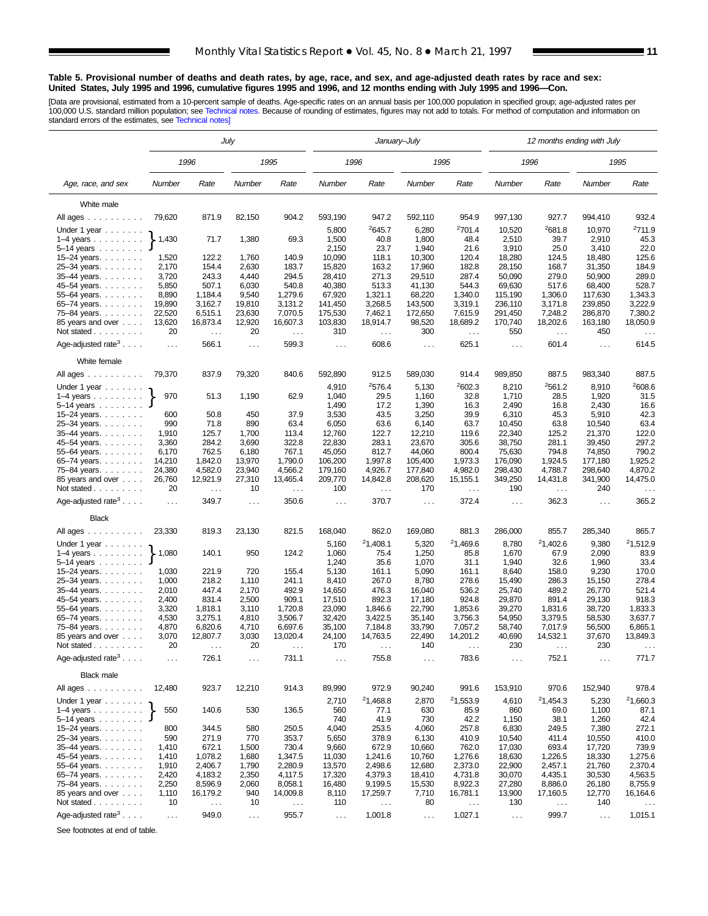**Table 5. Provisional number of deaths and death rates, by age, race, and sex, and age-adjusted death rates by race and sex: United States, July 1995 and 1996, cumulative figures 1995 and 1996, and 12 months ending with July 1995 and 1996—Con.**

[Data are provisional, estimated from a 10-percent sample of deaths. Age-specific rates on an annual basis per 100,000 population in specified group; age-adjusted rates per 100,000 U.S. standard million population; see Technical notes. Because of rounding of estimates, figures may not add to totals. For method of computation and information on standard errors of the estimates, see Technical notes]

| Age, race, and sex | July | | | | January–July | | | | 12 months ending with July | | | |
|---|---|---|---|---|---|---|---|---|---|---|---|---|
| | 1996 | | 1995 | | 1996 | | 1995 | | 1996 | | 1995 | |
| | Number | Rate | Number | Rate | Number | Rate | Number | Rate | Number | Rate | Number | Rate |
| **White male** | | | | | | | | | | | | |
| All ages | 79,620 | 871.9 | 82,150 | 904.2 | 593,190 | 947.2 | 592,110 | 954.9 | 997,130 | 927.7 | 994,410 | 932.4 |
| Under 1 year | 1,430 | 71.7 | 1,380 | 69.3 | 5,800 | [2]645.7 | 6,280 | [2]701.4 | 10,520 | [2]681.8 | 10,970 | [2]711.9 |
| 1–4 years | | | | | 1,500 | 40.8 | 1,800 | 48.4 | 2,510 | 39.7 | 2,910 | 45.3 |
| 5–14 years | | | | | 2,150 | 23.7 | 1,940 | 21.6 | 3,910 | 25.0 | 3,410 | 22.0 |
| 15–24 years | 1,520 | 122.2 | 1,760 | 140.9 | 10,090 | 118.1 | 10,300 | 120.4 | 18,280 | 124.5 | 18,480 | 125.6 |
| 25–34 years | 2,170 | 154.4 | 2,630 | 183.7 | 15,820 | 163.2 | 17,960 | 182.8 | 28,150 | 168.7 | 31,350 | 184.9 |
| 35–44 years | 3,720 | 243.3 | 4,440 | 294.5 | 28,410 | 271.3 | 29,510 | 287.4 | 50,090 | 279.0 | 50,900 | 289.0 |
| 45–54 years | 5,850 | 507.1 | 6,030 | 540.8 | 40,380 | 513.3 | 41,130 | 544.3 | 69,630 | 517.6 | 68,400 | 528.7 |
| 55–64 years | 8,890 | 1,184.4 | 9,540 | 1,279.6 | 67,920 | 1,321.1 | 68,220 | 1,340.0 | 115,190 | 1,306.0 | 117,630 | 1,343.3 |
| 65–74 years | 19,890 | 3,162.7 | 19,810 | 3,131.2 | 141,450 | 3,268.5 | 143,500 | 3,319.1 | 236,110 | 3,171.8 | 239,850 | 3,222.9 |
| 75–84 years | 22,520 | 6,515.1 | 23,630 | 7,070.5 | 175,530 | 7,462.1 | 172,650 | 7,615.9 | 291,450 | 7,248.2 | 286,870 | 7,380.2 |
| 85 years and over | 13,620 | 16,873.4 | 12,920 | 16,607.3 | 103,830 | 18,914.7 | 98,520 | 18,689.2 | 170,740 | 18,202.6 | 163,180 | 18,050.9 |
| Not stated | 20 | . . . | 20 | . . . | 310 | . . . | 300 | . . . | 550 | . . . | 450 | . . . |
| Age-adjusted rate[3] | . . . | 566.1 | . . . | 599.3 | . . . | 608.6 | . . . | 625.1 | . . . | 601.4 | . . . | 614.5 |
| **White female** | | | | | | | | | | | | |
| All ages | 79,370 | 837.9 | 79,320 | 840.6 | 592,890 | 912.5 | 589,030 | 914.4 | 989,850 | 887.5 | 983,340 | 887.5 |
| Under 1 year | 970 | 51.3 | 1,190 | 62.9 | 4,910 | [2]576.4 | 5,130 | [2]602.3 | 8,210 | [2]561.2 | 8,910 | [2]608.6 |
| 1–4 years | | | | | 1,040 | 29.5 | 1,160 | 32.8 | 1,710 | 28.5 | 1,920 | 31.5 |
| 5–14 years | | | | | 1,490 | 17.2 | 1,390 | 16.3 | 2,490 | 16.8 | 2,430 | 16.6 |
| 15–24 years | 600 | 50.8 | 450 | 37.9 | 3,530 | 43.5 | 3,250 | 39.9 | 6,310 | 45.3 | 5,910 | 42.3 |
| 25–34 years | 990 | 71.8 | 890 | 63.4 | 6,050 | 63.6 | 6,140 | 63.7 | 10,450 | 63.8 | 10,540 | 63.4 |
| 35–44 years | 1,910 | 125.7 | 1,700 | 113.4 | 12,760 | 122.7 | 12,210 | 119.6 | 22,340 | 125.2 | 21,370 | 122.0 |
| 45–54 years | 3,360 | 284.2 | 3,690 | 322.8 | 22,830 | 283.1 | 23,670 | 305.6 | 38,750 | 281.1 | 39,450 | 297.2 |
| 55–64 years | 6,170 | 762.5 | 6,180 | 767.1 | 45,050 | 812.7 | 44,060 | 800.4 | 75,630 | 794.8 | 74,850 | 790.2 |
| 65–74 years | 14,210 | 1,842.0 | 13,970 | 1,790.0 | 106,200 | 1,997.8 | 105,400 | 1,973.3 | 176,090 | 1,924.5 | 177,180 | 1,925.2 |
| 75–84 years | 24,380 | 4,582.0 | 23,940 | 4,566.2 | 179,160 | 4,926.7 | 177,840 | 4,982.0 | 298,430 | 4,788.7 | 298,640 | 4,870.2 |
| 85 years and over | 26,760 | 12,921.9 | 27,310 | 13,465.4 | 209,770 | 14,842.8 | 208,620 | 15,155.1 | 349,250 | 14,431.8 | 341,900 | 14,475.0 |
| Not stated | 20 | . . . | 10 | . . . | 100 | . . . | 170 | . . . | 190 | . . . | 240 | . . . |
| Age-adjusted rate[3] | . . . | 349.7 | . . . | 350.6 | . . . | 370.7 | . . . | 372.4 | . . . | 362.3 | . . . | 365.2 |
| **Black** | | | | | | | | | | | | |
| All ages | 23,330 | 819.3 | 23,130 | 821.5 | 168,040 | 862.0 | 169,080 | 881.3 | 286,000 | 855.7 | 285,340 | 865.7 |
| Under 1 year | 1,080 | 140.1 | 950 | 124.2 | 5,160 | [2]1,408.1 | 5,320 | [2]1,469.6 | 8,780 | [2]1,402.6 | 9,380 | [2]1,512.9 |
| 1–4 years | | | | | 1,060 | 75.4 | 1,250 | 85.8 | 1,670 | 67.9 | 2,090 | 83.9 |
| 5–14 years | | | | | 1,240 | 35.6 | 1,070 | 31.1 | 1,940 | 32.6 | 1,960 | 33.4 |
| 15–24 years | 1,030 | 221.9 | 720 | 155.4 | 5,130 | 161.1 | 5,090 | 161.1 | 8,640 | 158.0 | 9,230 | 170.0 |
| 25–34 years | 1,000 | 218.2 | 1,110 | 241.1 | 8,410 | 267.0 | 8,780 | 278.6 | 15,490 | 286.3 | 15,150 | 278.4 |
| 35–44 years | 2,010 | 447.4 | 2,170 | 492.9 | 14,650 | 476.3 | 16,040 | 536.2 | 25,740 | 489.2 | 26,770 | 521.4 |
| 45–54 years | 2,400 | 831.4 | 2,500 | 909.1 | 17,510 | 892.3 | 17,180 | 924.8 | 29,870 | 891.4 | 29,130 | 918.3 |
| 55–64 years | 3,320 | 1,818.1 | 3,110 | 1,720.8 | 23,090 | 1,846.6 | 22,790 | 1,853.6 | 39,270 | 1,831.6 | 38,720 | 1,833.3 |
| 65–74 years | 4,530 | 3,275.1 | 4,810 | 3,506.7 | 32,420 | 3,422.5 | 35,140 | 3,756.3 | 54,950 | 3,379.5 | 58,530 | 3,637.7 |
| 75–84 years | 4,870 | 6,820.6 | 4,710 | 6,697.6 | 35,100 | 7,184.8 | 33,790 | 7,057.2 | 58,740 | 7,017.9 | 56,500 | 6,865.1 |
| 85 years and over | 3,070 | 12,807.7 | 3,030 | 13,020.4 | 24,100 | 14,763.5 | 22,490 | 14,201.2 | 40,690 | 14,532.1 | 37,670 | 13,849.3 |
| Not stated | 20 | . . . | 20 | . . . | 170 | . . . | 140 | . . . | 230 | . . . | 230 | . . . |
| Age-adjusted rate[3] | . . . | 726.1 | . . . | 731.1 | . . . | 755.8 | . . . | 783.6 | . . . | 752.1 | . . . | 771.7 |
| **Black male** | | | | | | | | | | | | |
| All ages | 12,480 | 923.7 | 12,210 | 914.3 | 89,990 | 972.9 | 90,240 | 991.6 | 153,910 | 970.6 | 152,940 | 978.4 |
| Under 1 year | 550 | 140.6 | 530 | 136.5 | 2,710 | [2]1,468.8 | 2,870 | [2]1,553.9 | 4,610 | [2]1,454.3 | 5,230 | [2]1,660.3 |
| 1–4 years | | | | | 560 | 77.1 | 630 | 85.9 | 860 | 69.0 | 1,100 | 87.1 |
| 5–14 years | | | | | 740 | 41.9 | 730 | 42.2 | 1,150 | 38.1 | 1,260 | 42.4 |
| 15–24 years | 800 | 344.5 | 580 | 250.5 | 4,040 | 253.5 | 4,060 | 257.8 | 6,830 | 249.5 | 7,380 | 272.1 |
| 25–34 years | 590 | 271.9 | 770 | 353.7 | 5,650 | 378.9 | 6,130 | 410.9 | 10,540 | 411.4 | 10,550 | 410.0 |
| 35–44 years | 1,410 | 672.1 | 1,500 | 730.4 | 9,660 | 672.9 | 10,660 | 762.0 | 17,030 | 693.4 | 17,720 | 739.9 |
| 45–54 years | 1,410 | 1,078.2 | 1,680 | 1,347.5 | 11,030 | 1,241.6 | 10,760 | 1,276.6 | 18,630 | 1,226.5 | 18,330 | 1,275.6 |
| 55–64 years | 1,910 | 2,406.7 | 1,790 | 2,280.9 | 13,570 | 2,498.6 | 12,680 | 2,373.0 | 22,900 | 2,457.1 | 21,760 | 2,370.4 |
| 65–74 years | 2,420 | 4,183.2 | 2,350 | 4,117.5 | 17,320 | 4,379.3 | 18,410 | 4,731.8 | 30,070 | 4,435.1 | 30,530 | 4,563.5 |
| 75–84 years | 2,250 | 8,596.9 | 2,060 | 8,058.1 | 16,480 | 9,199.5 | 15,530 | 8,922.3 | 27,280 | 8,886.0 | 26,180 | 8,755.9 |
| 85 years and over | 1,110 | 16,179.2 | 940 | 14,009.8 | 8,110 | 17,259.7 | 7,710 | 16,781.1 | 13,900 | 17,160.5 | 12,770 | 16,164.6 |
| Not stated | 10 | . . . | 10 | . . . | 110 | . . . | 80 | . . . | 130 | . . . | 140 | . . . |
| Age-adjusted rate[3] | . . . | 949.0 | . . . | 955.7 | . . . | 1,001.8 | . . . | 1,027.1 | . . . | 999.7 | . . . | 1,015.1 |

Note: For the July columns, the figures shown on the "Under 1 year" row cover the combined ages under 1 year, 1–4 years, and 5–14 years (bracketed in the original).

See footnotes at end of table.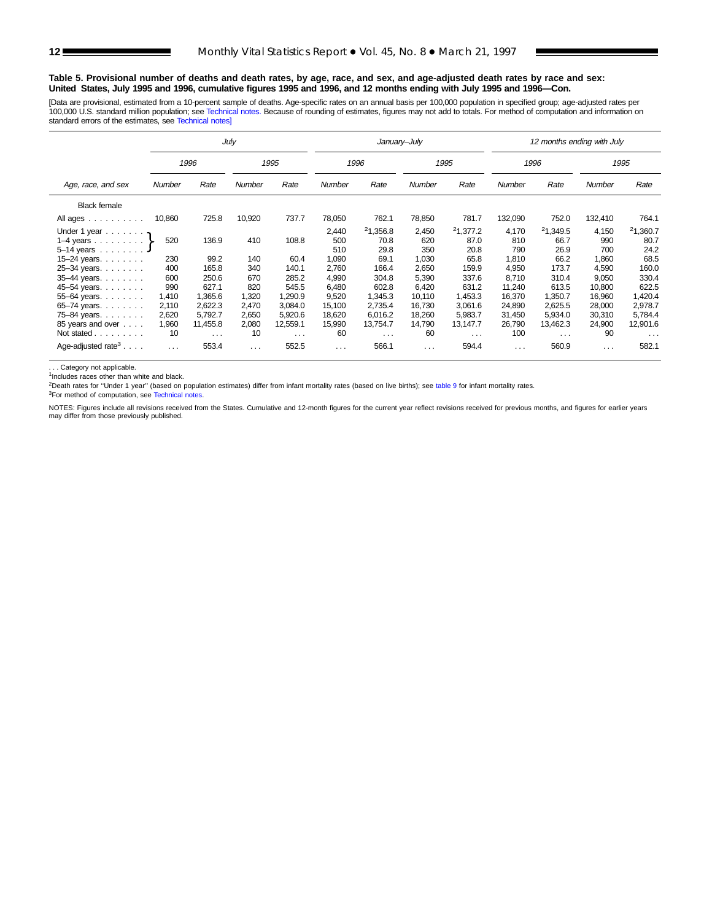**Table 5. Provisional number of deaths and death rates, by age, race, and sex, and age-adjusted death rates by race and sex: United States, July 1995 and 1996, cumulative figures 1995 and 1996, and 12 months ending with July 1995 and 1996—Con.**

[Data are provisional, estimated from a 10-percent sample of deaths. Age-specific rates on an annual basis per 100,000 population in specified group; age-adjusted rates per 100,000 U.S. standard million population; see Technical notes. Because of rounding of estimates, figures may not add to totals. For method of computation and information on standard errors of the estimates, see Technical notes]

| Age, race, and sex | July | | | | January–July | | | | 12 months ending with July | | | |
|---|---|---|---|---|---|---|---|---|---|---|---|---|
| | 1996 | | 1995 | | 1996 | | 1995 | | 1996 | | 1995 | |
| | Number | Rate | Number | Rate | Number | Rate | Number | Rate | Number | Rate | Number | Rate |
| **Black female** | | | | | | | | | | | | |
| All ages | 10,860 | 725.8 | 10,920 | 737.7 | 78,050 | 762.1 | 78,850 | 781.7 | 132,090 | 752.0 | 132,410 | 764.1 |
| Under 1 year | 520 | 136.9 | 410 | 108.8 | 2,440 | [2]1,356.8 | 2,450 | [2]1,377.2 | 4,170 | [2]1,349.5 | 4,150 | [2]1,360.7 |
| 1–4 years | | | | | 500 | 70.8 | 620 | 87.0 | 810 | 66.7 | 990 | 80.7 |
| 5–14 years | | | | | 510 | 29.8 | 350 | 20.8 | 790 | 26.9 | 700 | 24.2 |
| 15–24 years | 230 | 99.2 | 140 | 60.4 | 1,090 | 69.1 | 1,030 | 65.8 | 1,810 | 66.2 | 1,860 | 68.5 |
| 25–34 years | 400 | 165.8 | 340 | 140.1 | 2,760 | 166.4 | 2,650 | 159.9 | 4,950 | 173.7 | 4,590 | 160.0 |
| 35–44 years | 600 | 250.6 | 670 | 285.2 | 4,990 | 304.8 | 5,390 | 337.6 | 8,710 | 310.4 | 9,050 | 330.4 |
| 45–54 years | 990 | 627.1 | 820 | 545.5 | 6,480 | 602.8 | 6,420 | 631.2 | 11,240 | 613.5 | 10,800 | 622.5 |
| 55–64 years | 1,410 | 1,365.6 | 1,320 | 1,290.9 | 9,520 | 1,345.3 | 10,110 | 1,453.3 | 16,370 | 1,350.7 | 16,960 | 1,420.4 |
| 65–74 years | 2,110 | 2,622.3 | 2,470 | 3,084.0 | 15,100 | 2,735.4 | 16,730 | 3,061.6 | 24,890 | 2,625.5 | 28,000 | 2,978.7 |
| 75–84 years | 2,620 | 5,792.7 | 2,650 | 5,920.6 | 18,620 | 6,016.2 | 18,260 | 5,983.7 | 31,450 | 5,934.0 | 30,310 | 5,784.4 |
| 85 years and over | 1,960 | 11,455.8 | 2,080 | 12,559.1 | 15,990 | 13,754.7 | 14,790 | 13,147.7 | 26,790 | 13,462.3 | 24,900 | 12,901.6 |
| Not stated | 10 | . . . | 10 | . . . | 60 | . . . | 60 | . . . | 100 | . . . | 90 | . . . |
| Age-adjusted rate[3] | . . . | 553.4 | . . . | 552.5 | . . . | 566.1 | . . . | 594.4 | . . . | 560.9 | . . . | 582.1 |

Note: In the July columns, the figures for "Under 1 year," "1–4 years," and "5–14 years" are combined (bracketed) into a single value.

. . . Category not applicable.

[1]Includes races other than white and black.

[2]Death rates for "Under 1 year" (based on population estimates) differ from infant mortality rates (based on live births); see table 9 for infant mortality rates.

[3]For method of computation, see Technical notes.

NOTES: Figures include all revisions received from the States. Cumulative and 12-month figures for the current year reflect revisions received for previous months, and figures for earlier years may differ from those previously published.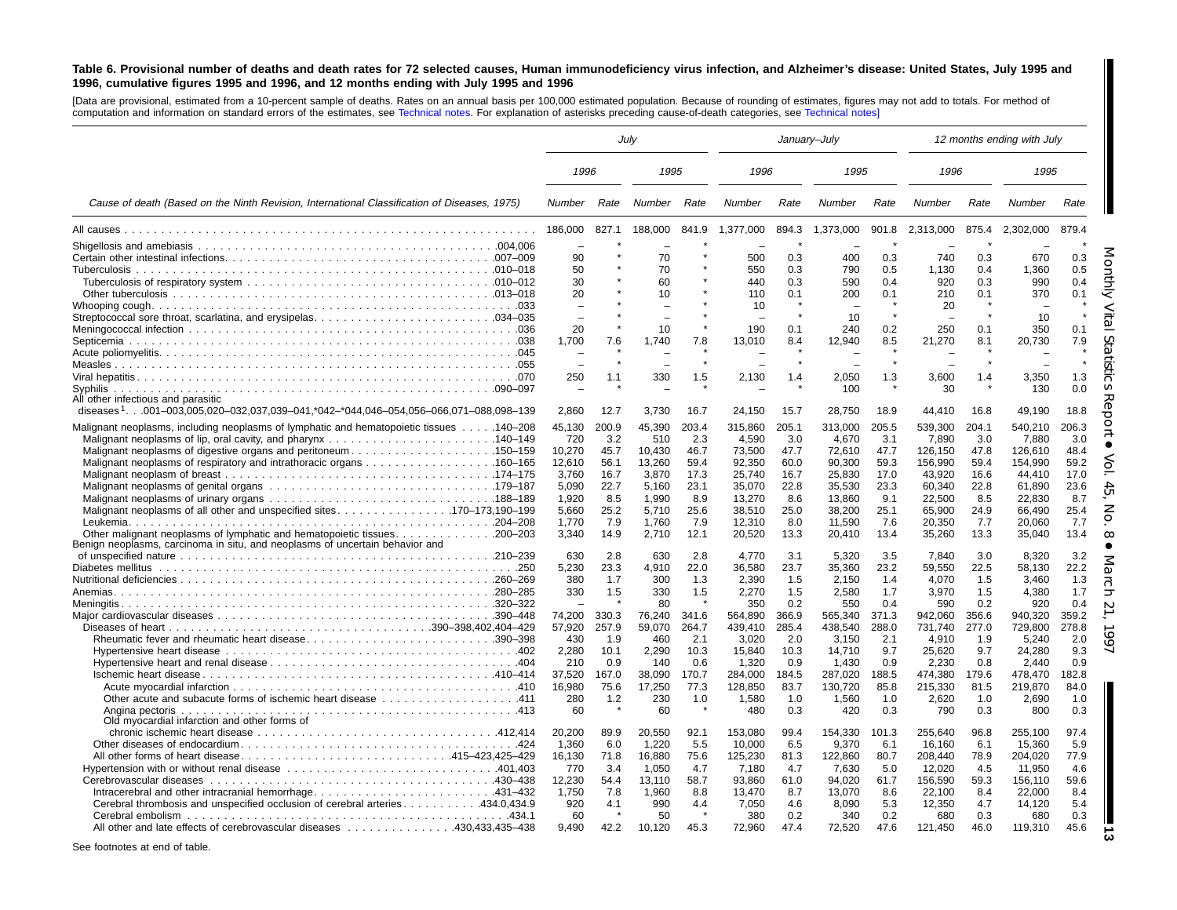**Table 6. Provisional number of deaths and death rates for 72 selected causes, Human immunodeficiency virus infection, and Alzheimer's disease: United States, July 1995 and 1996, cumulative figures 1995 and 1996, and 12 months ending with July 1995 and 1996**

[Data are provisional, estimated from a 10-percent sample of deaths. Rates on an annual basis per 100,000 estimated population. Because of rounding of estimates, figures may not add to totals. For method of computation and information on standard errors of the estimates, see Technical notes. For explanation of asterisks preceding cause-of-death categories, see Technical notes]

| Cause of death (Based on the Ninth Revision, International Classification of Diseases, 1975) | July | | | | January–July | | | | 12 months ending with July | | | |
|---|---|---|---|---|---|---|---|---|---|---|---|---|
| | 1996 | | 1995 | | 1996 | | 1995 | | 1996 | | 1995 | |
| | Number | Rate | Number | Rate | Number | Rate | Number | Rate | Number | Rate | Number | Rate |
| All causes | 186,000 | 827.1 | 188,000 | 841.9 | 1,377,000 | 894.3 | 1,373,000 | 901.8 | 2,313,000 | 875.4 | 2,302,000 | 879.4 |
| Shigellosis and amebiasis .004,006 | – | * | – | * | – | * | – | * | – | * | – | * |
| Certain other intestinal infections .007–009 | 90 | * | 70 | * | 500 | 0.3 | 400 | 0.3 | 740 | 0.3 | 670 | 0.3 |
| Tuberculosis .010–018 | 50 | * | 70 | * | 550 | 0.3 | 790 | 0.5 | 1,130 | 0.4 | 1,360 | 0.5 |
| Tuberculosis of respiratory system .010–012 | 30 | * | 60 | * | 440 | 0.3 | 590 | 0.4 | 920 | 0.3 | 990 | 0.4 |
| Other tuberculosis .013–018 | 20 | * | 10 | * | 110 | 0.1 | 200 | 0.1 | 210 | 0.1 | 370 | 0.1 |
| Whooping cough .033 | – | * | – | * | 10 | * | – | * | 20 | * | – | * |
| Streptococcal sore throat, scarlatina, and erysipelas .034–035 | – | * | – | * | – | * | 10 | * | – | * | 10 | * |
| Meningococcal infection .036 | 20 | * | 10 | * | 190 | 0.1 | 240 | 0.2 | 250 | 0.1 | 350 | 0.1 |
| Septicemia .038 | 1,700 | 7.6 | 1,740 | 7.8 | 13,010 | 8.4 | 12,940 | 8.5 | 21,270 | 8.1 | 20,730 | 7.9 |
| Acute poliomyelitis .045 | – | * | – | * | – | * | – | * | – | * | – | * |
| Measles .055 | – | * | – | * | – | * | – | * | – | * | – | * |
| Viral hepatitis .070 | 250 | 1.1 | 330 | 1.5 | 2,130 | 1.4 | 2,050 | 1.3 | 3,600 | 1.4 | 3,350 | 1.3 |
| Syphilis .090–097 | – | * | – | * | – | * | 100 | * | 30 | * | 130 | 0.0 |
| All other infectious and parasitic diseases[1] .001–003,005,020–032,037,039–041,*042–*044,046–054,056–066,071–088,098–139 | 2,860 | 12.7 | 3,730 | 16.7 | 24,150 | 15.7 | 28,750 | 18.9 | 44,410 | 16.8 | 49,190 | 18.8 |
| Malignant neoplasms, including neoplasms of lymphatic and hematopoietic tissues .140–208 | 45,130 | 200.9 | 45,390 | 203.4 | 315,860 | 205.1 | 313,000 | 205.5 | 539,300 | 204.1 | 540,210 | 206.3 |
| Malignant neoplasms of lip, oral cavity, and pharynx .140–149 | 720 | 3.2 | 510 | 2.3 | 4,590 | 3.0 | 4,670 | 3.1 | 7,890 | 3.0 | 7,880 | 3.0 |
| Malignant neoplasms of digestive organs and peritoneum .150–159 | 10,270 | 45.7 | 10,430 | 46.7 | 73,500 | 47.7 | 72,610 | 47.7 | 126,150 | 47.8 | 126,610 | 48.4 |
| Malignant neoplasms of respiratory and intrathoracic organs .160–165 | 12,610 | 56.1 | 13,260 | 59.4 | 92,350 | 60.0 | 90,300 | 59.3 | 156,990 | 59.4 | 154,990 | 59.2 |
| Malignant neoplasm of breast .174–175 | 3,760 | 16.7 | 3,870 | 17.3 | 25,740 | 16.7 | 25,830 | 17.0 | 43,920 | 16.6 | 44,410 | 17.0 |
| Malignant neoplasms of genital organs .179–187 | 5,090 | 22.7 | 5,160 | 23.1 | 35,070 | 22.8 | 35,530 | 23.3 | 60,340 | 22.8 | 61,890 | 23.6 |
| Malignant neoplasms of urinary organs .188–189 | 1,920 | 8.5 | 1,990 | 8.9 | 13,270 | 8.6 | 13,860 | 9.1 | 22,500 | 8.5 | 22,830 | 8.7 |
| Malignant neoplasms of all other and unspecified sites .170–173,190–199 | 5,660 | 25.2 | 5,710 | 25.6 | 38,510 | 25.0 | 38,200 | 25.1 | 65,900 | 24.9 | 66,490 | 25.4 |
| Leukemia .204–208 | 1,770 | 7.9 | 1,760 | 7.9 | 12,310 | 8.0 | 11,590 | 7.6 | 20,350 | 7.7 | 20,060 | 7.7 |
| Other malignant neoplasms of lymphatic and hematopoietic tissues .200–203 | 3,340 | 14.9 | 2,710 | 12.1 | 20,520 | 13.3 | 20,410 | 13.4 | 35,260 | 13.3 | 35,040 | 13.4 |
| Benign neoplasms, carcinoma in situ, and neoplasms of uncertain behavior and of unspecified nature .210–239 | 630 | 2.8 | 630 | 2.8 | 4,770 | 3.1 | 5,320 | 3.5 | 7,840 | 3.0 | 8,320 | 3.2 |
| Diabetes mellitus .250 | 5,230 | 23.3 | 4,910 | 22.0 | 36,580 | 23.7 | 35,360 | 23.2 | 59,550 | 22.5 | 58,130 | 22.2 |
| Nutritional deficiencies .260–269 | 380 | 1.7 | 300 | 1.3 | 2,390 | 1.5 | 2,150 | 1.4 | 4,070 | 1.5 | 3,460 | 1.3 |
| Anemias .280–285 | 330 | 1.5 | 330 | 1.5 | 2,270 | 1.5 | 2,580 | 1.7 | 3,970 | 1.5 | 4,380 | 1.7 |
| Meningitis .320–322 | – | * | 80 | * | 350 | 0.2 | 550 | 0.4 | 590 | 0.2 | 920 | 0.4 |
| Major cardiovascular diseases .390–448 | 74,200 | 330.3 | 76,240 | 341.6 | 564,890 | 366.9 | 565,340 | 371.3 | 942,060 | 356.6 | 940,320 | 359.2 |
| Diseases of heart .390–398,402,404–429 | 57,920 | 257.9 | 59,070 | 264.7 | 439,410 | 285.4 | 438,540 | 288.0 | 731,740 | 277.0 | 729,800 | 278.8 |
| Rheumatic fever and rheumatic heart disease .390–398 | 430 | 1.9 | 460 | 2.1 | 3,020 | 2.0 | 3,150 | 2.1 | 4,910 | 1.9 | 5,240 | 2.0 |
| Hypertensive heart disease .402 | 2,280 | 10.1 | 2,290 | 10.3 | 15,840 | 10.3 | 14,710 | 9.7 | 25,620 | 9.7 | 24,280 | 9.3 |
| Hypertensive heart and renal disease .404 | 210 | 0.9 | 140 | 0.6 | 1,320 | 0.9 | 1,430 | 0.9 | 2,230 | 0.8 | 2,440 | 0.9 |
| Ischemic heart disease .410–414 | 37,520 | 167.0 | 38,090 | 170.7 | 284,000 | 184.5 | 287,020 | 188.5 | 474,380 | 179.6 | 478,470 | 182.8 |
| Acute myocardial infarction .410 | 16,980 | 75.6 | 17,250 | 77.3 | 128,850 | 83.7 | 130,720 | 85.8 | 215,330 | 81.5 | 219,870 | 84.0 |
| Other acute and subacute forms of ischemic heart disease .411 | 280 | 1.2 | 230 | 1.0 | 1,580 | 1.0 | 1,560 | 1.0 | 2,620 | 1.0 | 2,690 | 1.0 |
| Angina pectoris .413 | 60 | * | 60 | * | 480 | 0.3 | 420 | 0.3 | 790 | 0.3 | 800 | 0.3 |
| Old myocardial infarction and other forms of chronic ischemic heart disease .412,414 | 20,200 | 89.9 | 20,550 | 92.1 | 153,080 | 99.4 | 154,330 | 101.3 | 255,640 | 96.8 | 255,100 | 97.4 |
| Other diseases of endocardium .424 | 1,360 | 6.0 | 1,220 | 5.5 | 10,000 | 6.5 | 9,370 | 6.1 | 16,160 | 6.1 | 15,360 | 5.9 |
| All other forms of heart disease .415–423,425–429 | 16,130 | 71.8 | 16,880 | 75.6 | 125,230 | 81.3 | 122,860 | 80.7 | 208,440 | 78.9 | 204,020 | 77.9 |
| Hypertension with or without renal disease .401,403 | 770 | 3.4 | 1,050 | 4.7 | 7,180 | 4.7 | 7,630 | 5.0 | 12,020 | 4.5 | 11,950 | 4.6 |
| Cerebrovascular diseases .430–438 | 12,230 | 54.4 | 13,110 | 58.7 | 93,860 | 61.0 | 94,020 | 61.7 | 156,590 | 59.3 | 156,110 | 59.6 |
| Intracerebral and other intracranial hemorrhage .431–432 | 1,750 | 7.8 | 1,960 | 8.8 | 13,470 | 8.7 | 13,070 | 8.6 | 22,100 | 8.4 | 22,000 | 8.4 |
| Cerebral thrombosis and unspecified occlusion of cerebral arteries .434.0,434.9 | 920 | 4.1 | 990 | 4.4 | 7,050 | 4.6 | 8,090 | 5.3 | 12,350 | 4.7 | 14,120 | 5.4 |
| Cerebral embolism .434.1 | 60 | * | 50 | * | 380 | 0.2 | 340 | 0.2 | 680 | 0.3 | 680 | 0.3 |
| All other and late effects of cerebrovascular diseases .430,433,435–438 | 9,490 | 42.2 | 10,120 | 45.3 | 72,960 | 47.4 | 72,520 | 47.6 | 121,450 | 46.0 | 119,310 | 45.6 |

See footnotes at end of table.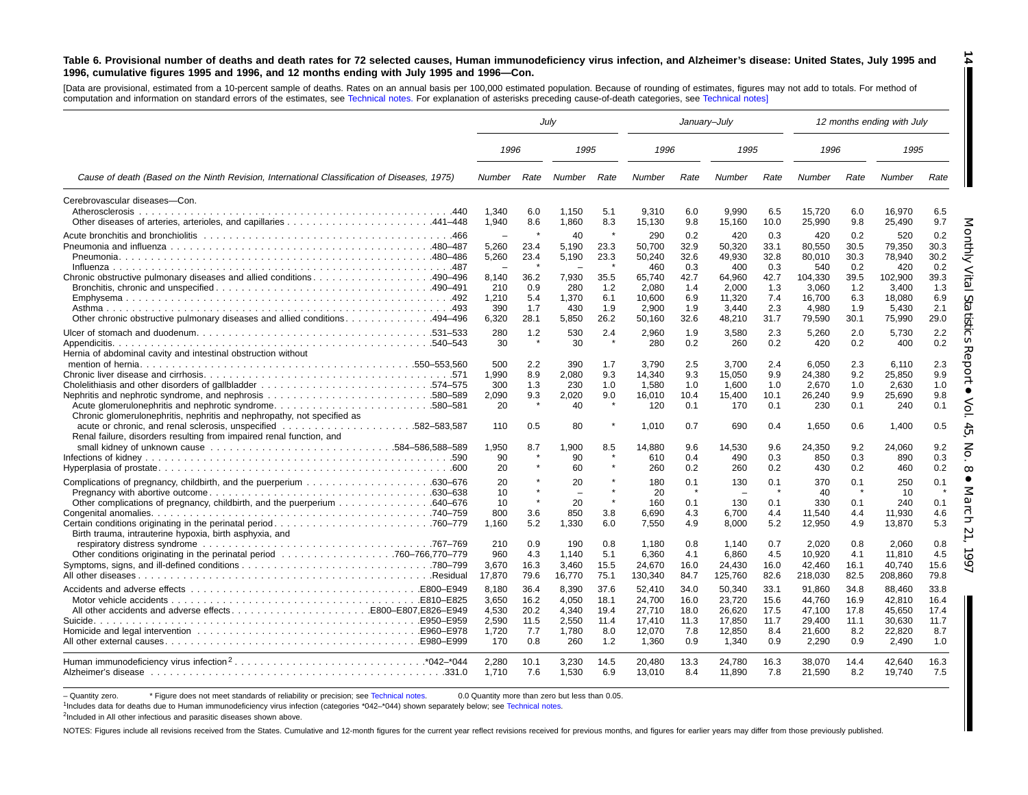**Table 6. Provisional number of deaths and death rates for 72 selected causes, Human immunodeficiency virus infection, and Alzheimer's disease: United States, July 1995 and 1996, cumulative figures 1995 and 1996, and 12 months ending with July 1995 and 1996—Con.**

[Data are provisional, estimated from a 10-percent sample of deaths. Rates on an annual basis per 100,000 estimated population. Because of rounding of estimates, figures may not add to totals. For method of computation and information on standard errors of the estimates, see Technical notes. For explanation of asterisks preceding cause-of-death categories, see Technical notes]

| Cause of death (Based on the Ninth Revision, International Classification of Diseases, 1975) | July | | | | January–July | | | | 12 months ending with July | | | |
|---|---|---|---|---|---|---|---|---|---|---|---|---|
| | 1996 | | 1995 | | 1996 | | 1995 | | 1996 | | 1995 | |
| | Number | Rate | Number | Rate | Number | Rate | Number | Rate | Number | Rate | Number | Rate |
| Cerebrovascular diseases—Con. | | | | | | | | | | | | |
| Atherosclerosis ...440 | 1,340 | 6.0 | 1,150 | 5.1 | 9,310 | 6.0 | 9,990 | 6.5 | 15,720 | 6.0 | 16,970 | 6.5 |
| Other diseases of arteries, arterioles, and capillaries ...441–448 | 1,940 | 8.6 | 1,860 | 8.3 | 15,130 | 9.8 | 15,160 | 10.0 | 25,990 | 9.8 | 25,490 | 9.7 |
| Acute bronchitis and bronchiolitis ...466 | – | * | 40 | * | 290 | 0.2 | 420 | 0.3 | 420 | 0.2 | 520 | 0.2 |
| Pneumonia and influenza ...480–487 | 5,260 | 23.4 | 5,190 | 23.3 | 50,700 | 32.9 | 50,320 | 33.1 | 80,550 | 30.5 | 79,350 | 30.3 |
| Pneumonia...480–486 | 5,260 | 23.4 | 5,190 | 23.3 | 50,240 | 32.6 | 49,930 | 32.8 | 80,010 | 30.3 | 78,940 | 30.2 |
| Influenza ...487 | – | * | – | * | 460 | 0.3 | 400 | 0.3 | 540 | 0.2 | 420 | 0.2 |
| Chronic obstructive pulmonary diseases and allied conditions...490–496 | 8,140 | 36.2 | 7,930 | 35.5 | 65,740 | 42.7 | 64,960 | 42.7 | 104,330 | 39.5 | 102,900 | 39.3 |
| Bronchitis, chronic and unspecified...490–491 | 210 | 0.9 | 280 | 1.2 | 2,080 | 1.4 | 2,000 | 1.3 | 3,060 | 1.2 | 3,400 | 1.3 |
| Emphysema ...492 | 1,210 | 5.4 | 1,370 | 6.1 | 10,600 | 6.9 | 11,320 | 7.4 | 16,700 | 6.3 | 18,080 | 6.9 |
| Asthma ...493 | 390 | 1.7 | 430 | 1.9 | 2,900 | 1.9 | 3,440 | 2.3 | 4,980 | 1.9 | 5,430 | 2.1 |
| Other chronic obstructive pulmonary diseases and allied conditions...494–496 | 6,320 | 28.1 | 5,850 | 26.2 | 50,160 | 32.6 | 48,210 | 31.7 | 79,590 | 30.1 | 75,990 | 29.0 |
| Ulcer of stomach and duodenum...531–533 | 280 | 1.2 | 530 | 2.4 | 2,960 | 1.9 | 3,580 | 2.3 | 5,260 | 2.0 | 5,730 | 2.2 |
| Appendicitis...540–543 | 30 | * | 30 | * | 280 | 0.2 | 260 | 0.2 | 420 | 0.2 | 400 | 0.2 |
| Hernia of abdominal cavity and intestinal obstruction without mention of hernia...550–553,560 | 500 | 2.2 | 390 | 1.7 | 3,790 | 2.5 | 3,700 | 2.4 | 6,050 | 2.3 | 6,110 | 2.3 |
| Chronic liver disease and cirrhosis...571 | 1,990 | 8.9 | 2,080 | 9.3 | 14,340 | 9.3 | 15,050 | 9.9 | 24,380 | 9.2 | 25,850 | 9.9 |
| Cholelithiasis and other disorders of gallbladder ...574–575 | 300 | 1.3 | 230 | 1.0 | 1,580 | 1.0 | 1,600 | 1.0 | 2,670 | 1.0 | 2,630 | 1.0 |
| Nephritis, nephrotic syndrome, and nephrosis ...580–589 | 2,090 | 9.3 | 2,020 | 9.0 | 16,010 | 10.4 | 15,400 | 10.1 | 26,240 | 9.9 | 25,690 | 9.8 |
| Acute glomerulonephritis and nephrotic syndrome...580–581 | 20 | * | 40 | * | 120 | 0.1 | 170 | 0.1 | 230 | 0.1 | 240 | 0.1 |
| Chronic glomerulonephritis, nephritis and nephropathy, not specified as acute or chronic, and renal sclerosis, unspecified ...582–583,587 | 110 | 0.5 | 80 | * | 1,010 | 0.7 | 690 | 0.4 | 1,650 | 0.6 | 1,400 | 0.5 |
| Renal failure, disorders resulting from impaired renal function, and small kidney of unknown cause ...584–586,588–589 | 1,950 | 8.7 | 1,900 | 8.5 | 14,880 | 9.6 | 14,530 | 9.6 | 24,350 | 9.2 | 24,060 | 9.2 |
| Infections of kidney ...590 | 90 | * | 90 | * | 610 | 0.4 | 490 | 0.3 | 850 | 0.3 | 890 | 0.3 |
| Hyperplasia of prostate...600 | 20 | * | 60 | * | 260 | 0.2 | 260 | 0.2 | 430 | 0.2 | 460 | 0.2 |
| Complications of pregnancy, childbirth, and the puerperium ...630–676 | 20 | * | 20 | * | 180 | 0.1 | 130 | 0.1 | 370 | 0.1 | 250 | 0.1 |
| Pregnancy with abortive outcome...630–638 | 10 | * | – | * | 20 | * | – | * | 40 | * | 10 | * |
| Other complications of pregnancy, childbirth, and the puerperium ...640–676 | 10 | * | 20 | * | 160 | 0.1 | 130 | 0.1 | 330 | 0.1 | 240 | 0.1 |
| Congenital anomalies...740–759 | 800 | 3.6 | 850 | 3.8 | 6,690 | 4.3 | 6,700 | 4.4 | 11,540 | 4.4 | 11,930 | 4.6 |
| Certain conditions originating in the perinatal period...760–779 | 1,160 | 5.2 | 1,330 | 6.0 | 7,550 | 4.9 | 8,000 | 5.2 | 12,950 | 4.9 | 13,870 | 5.3 |
| Birth trauma, intrauterine hypoxia, birth asphyxia, and respiratory distress syndrome ...767–769 | 210 | 0.9 | 190 | 0.8 | 1,180 | 0.8 | 1,140 | 0.7 | 2,020 | 0.8 | 2,060 | 0.8 |
| Other conditions originating in the perinatal period ...760–766,770–779 | 960 | 4.3 | 1,140 | 5.1 | 6,360 | 4.1 | 6,860 | 4.5 | 10,920 | 4.1 | 11,810 | 4.5 |
| Symptoms, signs, and ill-defined conditions ...780–799 | 3,670 | 16.3 | 3,460 | 15.5 | 24,670 | 16.0 | 24,430 | 16.0 | 42,460 | 16.1 | 40,740 | 15.6 |
| All other diseases...Residual | 17,870 | 79.6 | 16,770 | 75.1 | 130,340 | 84.7 | 125,760 | 82.6 | 218,030 | 82.5 | 208,860 | 79.8 |
| Accidents and adverse effects ...E800–E949 | 8,180 | 36.4 | 8,390 | 37.6 | 52,410 | 34.0 | 50,340 | 33.1 | 91,860 | 34.8 | 88,460 | 33.8 |
| Motor vehicle accidents ...E810–E825 | 3,650 | 16.2 | 4,050 | 18.1 | 24,700 | 16.0 | 23,720 | 15.6 | 44,760 | 16.9 | 42,810 | 16.4 |
| All other accidents and adverse effects...E800–E807,E826–E949 | 4,530 | 20.2 | 4,340 | 19.4 | 27,710 | 18.0 | 26,620 | 17.5 | 47,100 | 17.8 | 45,650 | 17.4 |
| Suicide...E950–E959 | 2,590 | 11.5 | 2,550 | 11.4 | 17,410 | 11.3 | 17,850 | 11.7 | 29,400 | 11.1 | 30,630 | 11.7 |
| Homicide and legal intervention ...E960–E978 | 1,720 | 7.7 | 1,780 | 8.0 | 12,070 | 7.8 | 12,850 | 8.4 | 21,600 | 8.2 | 22,820 | 8.7 |
| All other external causes...E980–E999 | 170 | 0.8 | 260 | 1.2 | 1,360 | 0.9 | 1,340 | 0.9 | 2,290 | 0.9 | 2,490 | 1.0 |
| Human immunodeficiency virus infection[2] ...*042–*044 | 2,280 | 10.1 | 3,230 | 14.5 | 20,480 | 13.3 | 24,780 | 16.3 | 38,070 | 14.4 | 42,640 | 16.3 |
| Alzheimer's disease ...331.0 | 1,710 | 7.6 | 1,530 | 6.9 | 13,010 | 8.4 | 11,890 | 7.8 | 21,590 | 8.2 | 19,740 | 7.5 |

– Quantity zero. * Figure does not meet standards of reliability or precision; see Technical notes. 0.0 Quantity more than zero but less than 0.05.

[1]Includes data for deaths due to Human immunodeficiency virus infection (categories *042–*044) shown separately below; see Technical notes.

[2]Included in All other infectious and parasitic diseases shown above.

NOTES: Figures include all revisions received from the States. Cumulative and 12-month figures for the current year reflect revisions received for previous months, and figures for earlier years may differ from those previously published.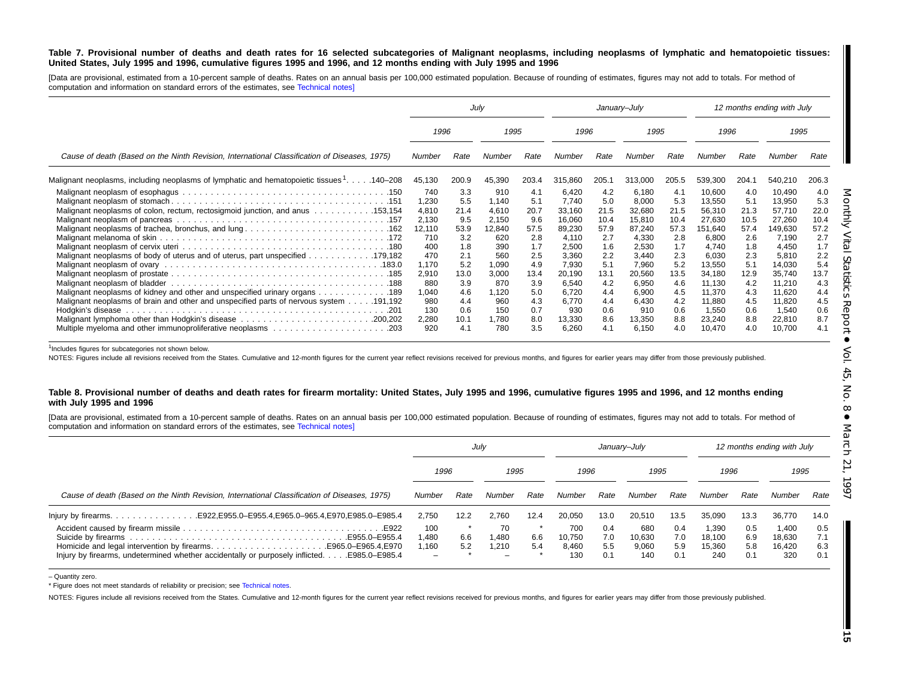**Table 7. Provisional number of deaths and death rates for 16 selected subcategories of Malignant neoplasms, including neoplasms of lymphatic and hematopoietic tissues: United States, July 1995 and 1996, cumulative figures 1995 and 1996, and 12 months ending with July 1995 and 1996**

[Data are provisional, estimated from a 10-percent sample of deaths. Rates on an annual basis per 100,000 estimated population. Because of rounding of estimates, figures may not add to totals. For method of computation and information on standard errors of the estimates, see Technical notes]

| Cause of death (Based on the Ninth Revision, International Classification of Diseases, 1975) | July | | | | January–July | | | | 12 months ending with July | | | |
|---|---|---|---|---|---|---|---|---|---|---|---|---|
| | 1996 | | 1995 | | 1996 | | 1995 | | 1996 | | 1995 | |
| | Number | Rate | Number | Rate | Number | Rate | Number | Rate | Number | Rate | Number | Rate |
| Malignant neoplasms, including neoplasms of lymphatic and hematopoietic tissues[1] . . . .140–208 | 45,130 | 200.9 | 45,390 | 203.4 | 315,860 | 205.1 | 313,000 | 205.5 | 539,300 | 204.1 | 540,210 | 206.3 |
| Malignant neoplasm of esophagus . . . .150 | 740 | 3.3 | 910 | 4.1 | 6,420 | 4.2 | 6,180 | 4.1 | 10,600 | 4.0 | 10,490 | 4.0 |
| Malignant neoplasm of stomach . . . .151 | 1,230 | 5.5 | 1,140 | 5.1 | 7,740 | 5.0 | 8,000 | 5.3 | 13,550 | 5.1 | 13,950 | 5.3 |
| Malignant neoplasms of colon, rectum, rectosigmoid junction, and anus . . . .153,154 | 4,810 | 21.4 | 4,610 | 20.7 | 33,160 | 21.5 | 32,680 | 21.5 | 56,310 | 21.3 | 57,710 | 22.0 |
| Malignant neoplasm of pancreas . . . .157 | 2,130 | 9.5 | 2,150 | 9.6 | 16,060 | 10.4 | 15,810 | 10.4 | 27,630 | 10.5 | 27,260 | 10.4 |
| Malignant neoplasms of trachea, bronchus, and lung . . . .162 | 12,110 | 53.9 | 12,840 | 57.5 | 89,230 | 57.9 | 87,240 | 57.3 | 151,640 | 57.4 | 149,630 | 57.2 |
| Malignant melanoma of skin . . . .172 | 710 | 3.2 | 620 | 2.8 | 4,110 | 2.7 | 4,330 | 2.8 | 6,800 | 2.6 | 7,190 | 2.7 |
| Malignant neoplasm of cervix uteri . . . .180 | 400 | 1.8 | 390 | 1.7 | 2,500 | 1.6 | 2,530 | 1.7 | 4,740 | 1.8 | 4,450 | 1.7 |
| Malignant neoplasms of body of uterus and of uterus, part unspecified . . . .179,182 | 470 | 2.1 | 560 | 2.5 | 3,360 | 2.2 | 3,440 | 2.3 | 6,030 | 2.3 | 5,810 | 2.2 |
| Malignant neoplasm of ovary . . . .183.0 | 1,170 | 5.2 | 1,090 | 4.9 | 7,930 | 5.1 | 7,960 | 5.2 | 13,550 | 5.1 | 14,030 | 5.4 |
| Malignant neoplasm of prostate . . . .185 | 2,910 | 13.0 | 3,000 | 13.4 | 20,190 | 13.1 | 20,560 | 13.5 | 34,180 | 12.9 | 35,740 | 13.7 |
| Malignant neoplasm of bladder . . . .188 | 880 | 3.9 | 870 | 3.9 | 6,540 | 4.2 | 6,950 | 4.6 | 11,130 | 4.2 | 11,210 | 4.3 |
| Malignant neoplasms of kidney and other and unspecified urinary organs . . . .189 | 1,040 | 4.6 | 1,120 | 5.0 | 6,720 | 4.4 | 6,900 | 4.5 | 11,370 | 4.3 | 11,620 | 4.4 |
| Malignant neoplasms of brain and other and unspecified parts of nervous system . . . .191,192 | 980 | 4.4 | 960 | 4.3 | 6,770 | 4.4 | 6,430 | 4.2 | 11,880 | 4.5 | 11,820 | 4.5 |
| Hodgkin's disease . . . .201 | 130 | 0.6 | 150 | 0.7 | 930 | 0.6 | 910 | 0.6 | 1,550 | 0.6 | 1,540 | 0.6 |
| Malignant lymphoma other than Hodgkin's disease . . . .200,202 | 2,280 | 10.1 | 1,780 | 8.0 | 13,330 | 8.6 | 13,350 | 8.8 | 23,240 | 8.8 | 22,810 | 8.7 |
| Multiple myeloma and other immunoproliferative neoplasms . . . .203 | 920 | 4.1 | 780 | 3.5 | 6,260 | 4.1 | 6,150 | 4.0 | 10,470 | 4.0 | 10,700 | 4.1 |

[1]Includes figures for subcategories not shown below.

NOTES: Figures include all revisions received from the States. Cumulative and 12-month figures for the current year reflect revisions received for previous months, and figures for earlier years may differ from those previously published.

**Table 8. Provisional number of deaths and death rates for firearm mortality: United States, July 1995 and 1996, cumulative figures 1995 and 1996, and 12 months ending with July 1995 and 1996**

[Data are provisional, estimated from a 10-percent sample of deaths. Rates on an annual basis per 100,000 estimated population. Because of rounding of estimates, figures may not add to totals. For method of computation and information on standard errors of the estimates, see Technical notes]

| Cause of death (Based on the Ninth Revision, International Classification of Diseases, 1975) | July | | | | January–July | | | | 12 months ending with July | | | |
|---|---|---|---|---|---|---|---|---|---|---|---|---|
| | 1996 | | 1995 | | 1996 | | 1995 | | 1996 | | 1995 | |
| | Number | Rate | Number | Rate | Number | Rate | Number | Rate | Number | Rate | Number | Rate |
| Injury by firearms. . . . .E922,E955.0–E955.4,E965.0–965.4,E970,E985.0–E985.4 | 2,750 | 12.2 | 2,760 | 12.4 | 20,050 | 13.0 | 20,510 | 13.5 | 35,090 | 13.3 | 36,770 | 14.0 |
| Accident caused by firearm missile . . . .E922 | 100 | * | 70 | * | 700 | 0.4 | 680 | 0.4 | 1,390 | 0.5 | 1,400 | 0.5 |
| Suicide by firearms . . . .E955.0–E955.4 | 1,480 | 6.6 | 1,480 | 6.6 | 10,750 | 7.0 | 10,630 | 7.0 | 18,100 | 6.9 | 18,630 | 7.1 |
| Homicide and legal intervention by firearms. . . . .E965.0–E965.4,E970 | 1,160 | 5.2 | 1,210 | 5.4 | 8,460 | 5.5 | 9,060 | 5.9 | 15,360 | 5.8 | 16,420 | 6.3 |
| Injury by firearms, undetermined whether accidentally or purposely inflicted. . . . .E985.0–E985.4 | – | * | – | * | 130 | 0.1 | 140 | 0.1 | 240 | 0.1 | 320 | 0.1 |

– Quantity zero.

* Figure does not meet standards of reliability or precision; see Technical notes.

NOTES: Figures include all revisions received from the States. Cumulative and 12-month figures for the current year reflect revisions received for previous months, and figures for earlier years may differ from those previously published.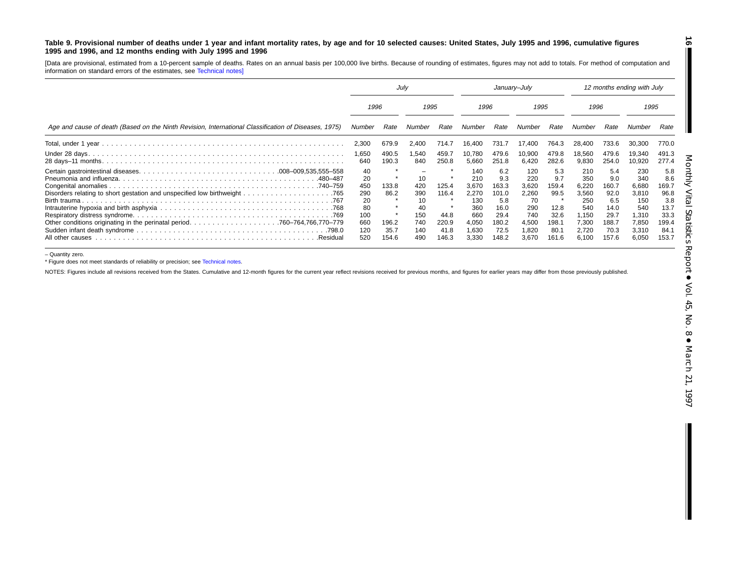**Table 9. Provisional number of deaths under 1 year and infant mortality rates, by age and for 10 selected causes: United States, July 1995 and 1996, cumulative figures 1995 and 1996, and 12 months ending with July 1995 and 1996**

[Data are provisional, estimated from a 10-percent sample of deaths. Rates on an annual basis per 100,000 live births. Because of rounding of estimates, figures may not add to totals. For method of computation and information on standard errors of the estimates, see Technical notes]

| Age and cause of death (Based on the Ninth Revision, International Classification of Diseases, 1975) | July | | | | January–July | | | | 12 months ending with July | | | |
|---|---|---|---|---|---|---|---|---|---|---|---|---|
| | 1996 | | 1995 | | 1996 | | 1995 | | 1996 | | 1995 | |
| | Number | Rate | Number | Rate | Number | Rate | Number | Rate | Number | Rate | Number | Rate |
| Total, under 1 year | 2,300 | 679.9 | 2,400 | 714.7 | 16,400 | 731.7 | 17,400 | 764.3 | 28,400 | 733.6 | 30,300 | 770.0 |
| Under 28 days | 1,650 | 490.5 | 1,540 | 459.7 | 10,780 | 479.6 | 10,900 | 479.8 | 18,560 | 479.6 | 19,340 | 491.3 |
| 28 days–11 months | 640 | 190.3 | 840 | 250.8 | 5,660 | 251.8 | 6,420 | 282.6 | 9,830 | 254.0 | 10,920 | 277.4 |
| Certain gastrointestinal diseases .008–009,535,555–558 | 40 | * | – | * | 140 | 6.2 | 120 | 5.3 | 210 | 5.4 | 230 | 5.8 |
| Pneumonia and influenza .480–487 | 20 | * | 10 | * | 210 | 9.3 | 220 | 9.7 | 350 | 9.0 | 340 | 8.6 |
| Congenital anomalies .740–759 | 450 | 133.8 | 420 | 125.4 | 3,670 | 163.3 | 3,620 | 159.4 | 6,220 | 160.7 | 6,680 | 169.7 |
| Disorders relating to short gestation and unspecified low birthweight .765 | 290 | 86.2 | 390 | 116.4 | 2,270 | 101.0 | 2,260 | 99.5 | 3,560 | 92.0 | 3,810 | 96.8 |
| Birth trauma .767 | 20 | * | 10 | * | 130 | 5.8 | 70 | * | 250 | 6.5 | 150 | 3.8 |
| Intrauterine hypoxia and birth asphyxia .768 | 80 | * | 40 | * | 360 | 16.0 | 290 | 12.8 | 540 | 14.0 | 540 | 13.7 |
| Respiratory distress syndrome .769 | 100 | * | 150 | 44.8 | 660 | 29.4 | 740 | 32.6 | 1,150 | 29.7 | 1,310 | 33.3 |
| Other conditions originating in the perinatal period .760–764,766,770–779 | 660 | 196.2 | 740 | 220.9 | 4,050 | 180.2 | 4,500 | 198.1 | 7,300 | 188.7 | 7,850 | 199.4 |
| Sudden infant death syndrome .798.0 | 120 | 35.7 | 140 | 41.8 | 1,630 | 72.5 | 1,820 | 80.1 | 2,720 | 70.3 | 3,310 | 84.1 |
| All other causes .Residual | 520 | 154.6 | 490 | 146.3 | 3,330 | 148.2 | 3,670 | 161.6 | 6,100 | 157.6 | 6,050 | 153.7 |

– Quantity zero.

* Figure does not meet standards of reliability or precision; see Technical notes.

NOTES: Figures include all revisions received from the States. Cumulative and 12-month figures for the current year reflect revisions received for previous months, and figures for earlier years may differ from those previously published.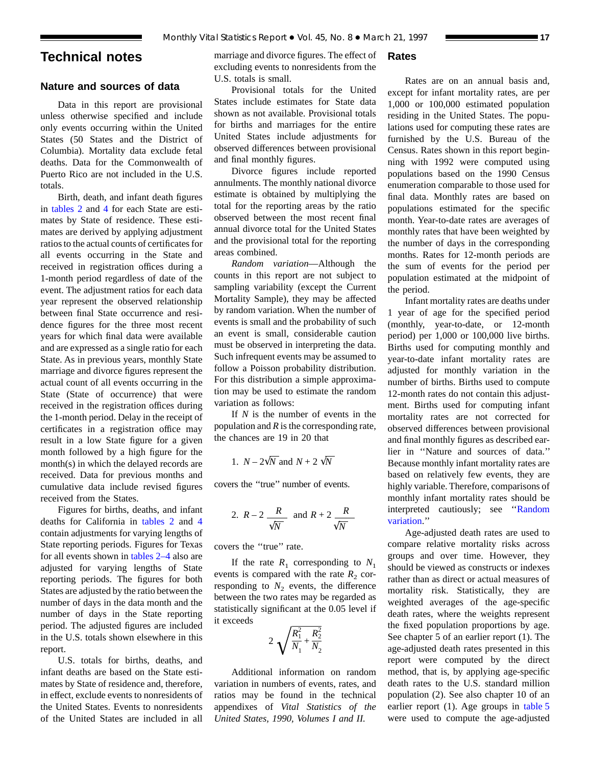# Technical notes

## Nature and sources of data

Data in this report are provisional unless otherwise specified and include only events occurring within the United States (50 States and the District of Columbia). Mortality data exclude fetal deaths. Data for the Commonwealth of Puerto Rico are not included in the U.S. totals.

Birth, death, and infant death figures in tables 2 and 4 for each State are estimates by State of residence. These estimates are derived by applying adjustment ratios to the actual counts of certificates for all events occurring in the State and received in registration offices during a 1-month period regardless of date of the event. The adjustment ratios for each data year represent the observed relationship between final State occurrence and residence figures for the three most recent years for which final data were available and are expressed as a single ratio for each State. As in previous years, monthly State marriage and divorce figures represent the actual count of all events occurring in the State (State of occurrence) that were received in the registration offices during the 1-month period. Delay in the receipt of certificates in a registration office may result in a low State figure for a given month followed by a high figure for the month(s) in which the delayed records are received. Data for previous months and cumulative data include revised figures received from the States.

Figures for births, deaths, and infant deaths for California in tables 2 and 4 contain adjustments for varying lengths of State reporting periods. Figures for Texas for all events shown in tables 2–4 also are adjusted for varying lengths of State reporting periods. The figures for both States are adjusted by the ratio between the number of days in the data month and the number of days in the State reporting period. The adjusted figures are included in the U.S. totals shown elsewhere in this report.

U.S. totals for births, deaths, and infant deaths are based on the State estimates by State of residence and, therefore, in effect, exclude events to nonresidents of the United States. Events to nonresidents of the United States are included in all marriage and divorce figures. The effect of excluding events to nonresidents from the U.S. totals is small.

Provisional totals for the United States include estimates for State data shown as not available. Provisional totals for births and marriages for the entire United States include adjustments for observed differences between provisional and final monthly figures.

Divorce figures include reported annulments. The monthly national divorce estimate is obtained by multiplying the total for the reporting areas by the ratio observed between the most recent final annual divorce total for the United States and the provisional total for the reporting areas combined.

*Random variation*—Although the counts in this report are not subject to sampling variability (except the Current Mortality Sample), they may be affected by random variation. When the number of events is small and the probability of such an event is small, considerable caution must be observed in interpreting the data. Such infrequent events may be assumed to follow a Poisson probability distribution. For this distribution a simple approximation may be used to estimate the random variation as follows:

If $N$ is the number of events in the population and $R$ is the corresponding rate, the chances are 19 in 20 that

1. $N - 2\sqrt{N}$ and $N + 2\sqrt{N}$

covers the "true" number of events.

2. $R - 2\dfrac{R}{\sqrt{N}}$ and $R + 2\dfrac{R}{\sqrt{N}}$

covers the "true" rate.

If the rate $R_1$ corresponding to $N_1$ events is compared with the rate $R_2$ corresponding to $N_2$ events, the difference between the two rates may be regarded as statistically significant at the 0.05 level if it exceeds

$$2\sqrt{\frac{R_1^2}{N_1} + \frac{R_2^2}{N_2}}$$

Additional information on random variation in numbers of events, rates, and ratios may be found in the technical appendixes of *Vital Statistics of the United States, 1990, Volumes I and II.*

## Rates

Rates are on an annual basis and, except for infant mortality rates, are per 1,000 or 100,000 estimated population residing in the United States. The populations used for computing these rates are furnished by the U.S. Bureau of the Census. Rates shown in this report beginning with 1992 were computed using populations based on the 1990 Census enumeration comparable to those used for final data. Monthly rates are based on populations estimated for the specific month. Year-to-date rates are averages of monthly rates that have been weighted by the number of days in the corresponding months. Rates for 12-month periods are the sum of events for the period per population estimated at the midpoint of the period.

Infant mortality rates are deaths under 1 year of age for the specified period (monthly, year-to-date, or 12-month period) per 1,000 or 100,000 live births. Births used for computing monthly and year-to-date infant mortality rates are adjusted for monthly variation in the number of births. Births used to compute 12-month rates do not contain this adjustment. Births used for computing infant mortality rates are not corrected for observed differences between provisional and final monthly figures as described earlier in "Nature and sources of data." Because monthly infant mortality rates are based on relatively few events, they are highly variable. Therefore, comparisons of monthly infant mortality rates should be interpreted cautiously; see "Random variation."

Age-adjusted death rates are used to compare relative mortality risks across groups and over time. However, they should be viewed as constructs or indexes rather than as direct or actual measures of mortality risk. Statistically, they are weighted averages of the age-specific death rates, where the weights represent the fixed population proportions by age. See chapter 5 of an earlier report (1). The age-adjusted death rates presented in this report were computed by the direct method, that is, by applying age-specific death rates to the U.S. standard million population (2). See also chapter 10 of an earlier report (1). Age groups in table 5 were used to compute the age-adjusted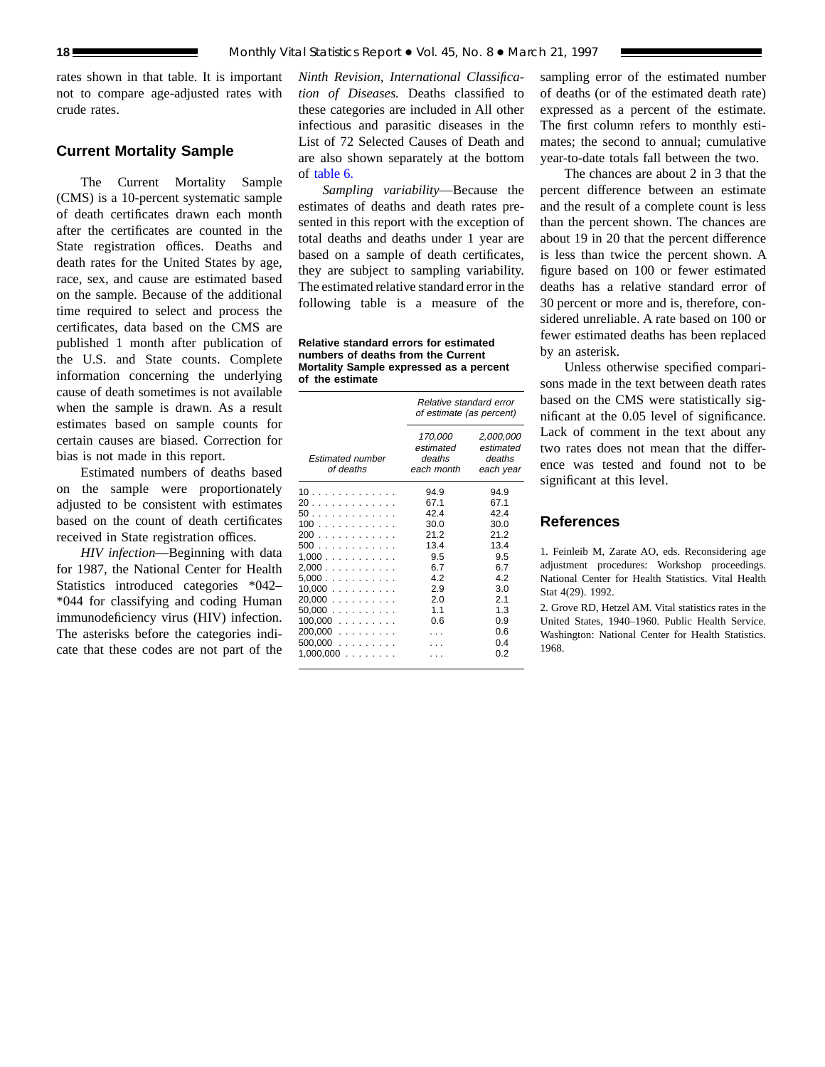rates shown in that table. It is important not to compare age-adjusted rates with crude rates.

## Current Mortality Sample

The Current Mortality Sample (CMS) is a 10-percent systematic sample of death certificates drawn each month after the certificates are counted in the State registration offices. Deaths and death rates for the United States by age, race, sex, and cause are estimated based on the sample. Because of the additional time required to select and process the certificates, data based on the CMS are published 1 month after publication of the U.S. and State counts. Complete information concerning the underlying cause of death sometimes is not available when the sample is drawn. As a result estimates based on sample counts for certain causes are biased. Correction for bias is not made in this report.

Estimated numbers of deaths based on the sample were proportionately adjusted to be consistent with estimates based on the count of death certificates received in State registration offices.

*HIV infection*—Beginning with data for 1987, the National Center for Health Statistics introduced categories *042–*044 for classifying and coding Human immunodeficiency virus (HIV) infection. The asterisks before the categories indicate that these codes are not part of the *Ninth Revision, International Classification of Diseases.* Deaths classified to these categories are included in All other infectious and parasitic diseases in the List of 72 Selected Causes of Death and are also shown separately at the bottom of table 6.

*Sampling variability*—Because the estimates of deaths and death rates presented in this report with the exception of total deaths and deaths under 1 year are based on a sample of death certificates, they are subject to sampling variability. The estimated relative standard error in the following table is a measure of the sampling error of the estimated number of deaths (or of the estimated death rate) expressed as a percent of the estimate. The first column refers to monthly estimates; the second to annual; cumulative year-to-date totals fall between the two.

**Relative standard errors for estimated numbers of deaths from the Current Mortality Sample expressed as a percent of the estimate**

| *Estimated number of deaths* | *Relative standard error of estimate (as percent)* | |
|---|---|---|
| | *170,000 estimated deaths each month* | *2,000,000 estimated deaths each year* |
| 10 | 94.9 | 94.9 |
| 20 | 67.1 | 67.1 |
| 50 | 42.4 | 42.4 |
| 100 | 30.0 | 30.0 |
| 200 | 21.2 | 21.2 |
| 500 | 13.4 | 13.4 |
| 1,000 | 9.5 | 9.5 |
| 2,000 | 6.7 | 6.7 |
| 5,000 | 4.2 | 4.2 |
| 10,000 | 2.9 | 3.0 |
| 20,000 | 2.0 | 2.1 |
| 50,000 | 1.1 | 1.3 |
| 100,000 | 0.6 | 0.9 |
| 200,000 | . . . | 0.6 |
| 500,000 | . . . | 0.4 |
| 1,000,000 | . . . | 0.2 |

The chances are about 2 in 3 that the percent difference between an estimate and the result of a complete count is less than the percent shown. The chances are about 19 in 20 that the percent difference is less than twice the percent shown. A figure based on 100 or fewer estimated deaths has a relative standard error of 30 percent or more and is, therefore, considered unreliable. A rate based on 100 or fewer estimated deaths has been replaced by an asterisk.

Unless otherwise specified comparisons made in the text between death rates based on the CMS were statistically significant at the 0.05 level of significance. Lack of comment in the text about any two rates does not mean that the difference was tested and found not to be significant at this level.

## References

1. Feinleib M, Zarate AO, eds. Reconsidering age adjustment procedures: Workshop proceedings. National Center for Health Statistics. Vital Health Stat 4(29). 1992.

2. Grove RD, Hetzel AM. Vital statistics rates in the United States, 1940–1960. Public Health Service. Washington: National Center for Health Statistics. 1968.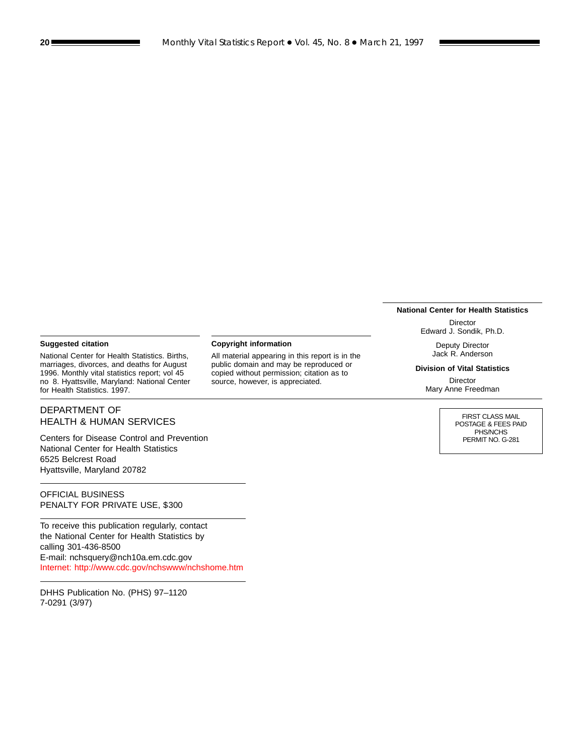### Suggested citation

National Center for Health Statistics. Births, marriages, divorces, and deaths for August 1996. Monthly vital statistics report; vol 45 no 8. Hyattsville, Maryland: National Center for Health Statistics. 1997.

### Copyright information

All material appearing in this report is in the public domain and may be reproduced or copied without permission; citation as to source, however, is appreciated.

**National Center for Health Statistics**

Director
Edward J. Sondik, Ph.D.

Deputy Director
Jack R. Anderson

**Division of Vital Statistics**

Director
Mary Anne Freedman

DEPARTMENT OF
HEALTH & HUMAN SERVICES

Centers for Disease Control and Prevention
National Center for Health Statistics
6525 Belcrest Road
Hyattsville, Maryland 20782

OFFICIAL BUSINESS
PENALTY FOR PRIVATE USE, $300

To receive this publication regularly, contact the National Center for Health Statistics by calling 301-436-8500
E-mail: nchsquery@nch10a.em.cdc.gov
Internet: http://www.cdc.gov/nchswww/nchshome.htm

DHHS Publication No. (PHS) 97–1120
7-0291 (3/97)

FIRST CLASS MAIL
POSTAGE & FEES PAID
PHS/NCHS
PERMIT NO. G-281